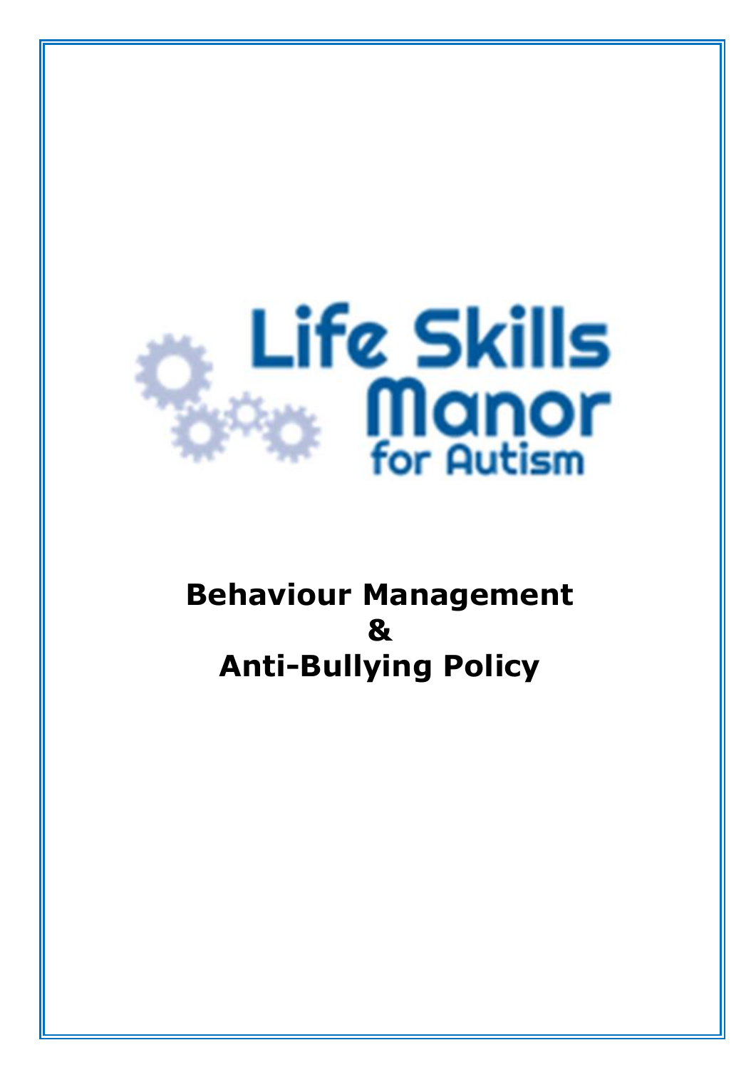Life Skills Manor for Autism

# Behaviour Management & Anti-Bullying Policy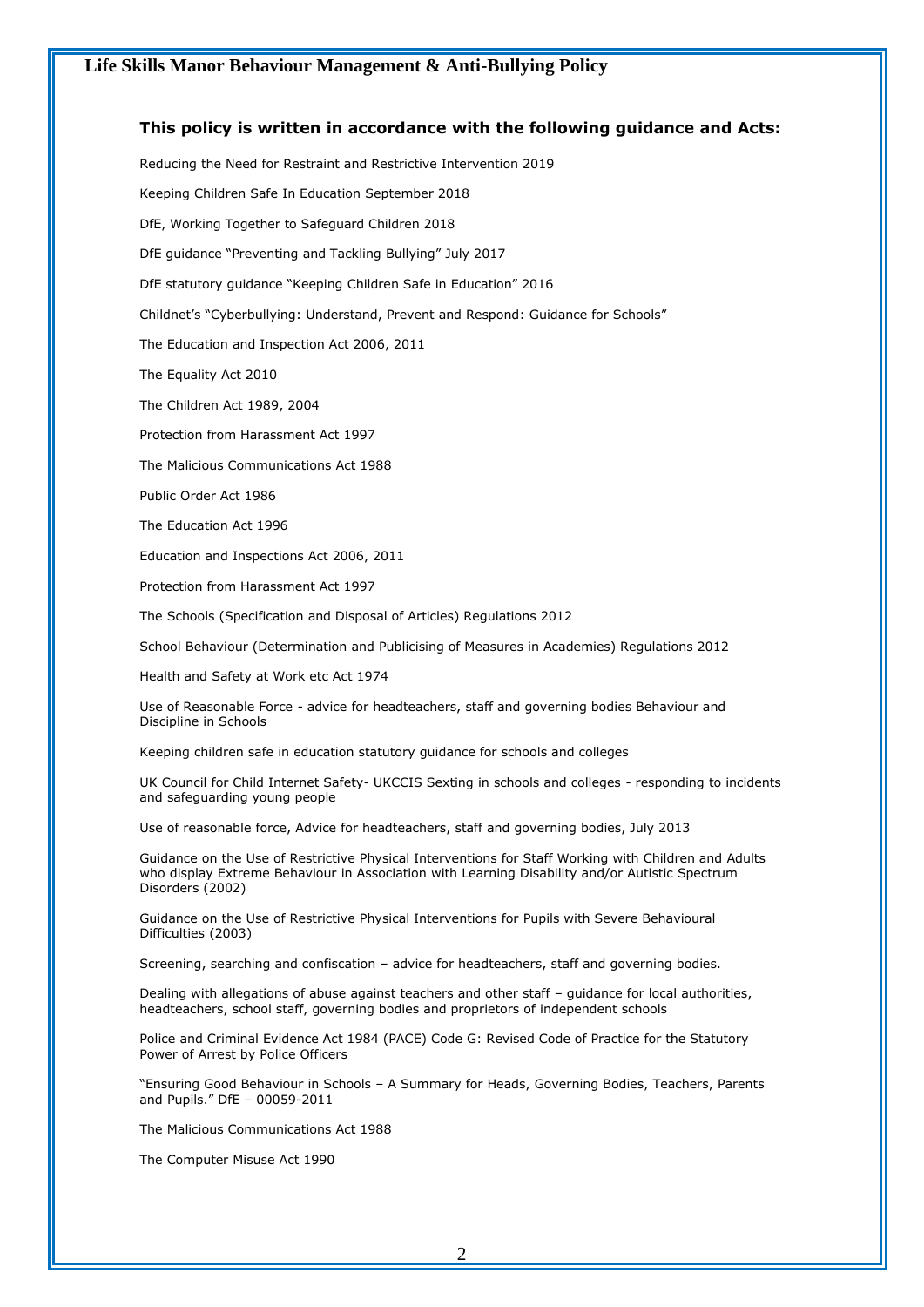# Life Skills Manor Behaviour Management & Anti-Bullying Policy

**This policy is written in accordance with the following guidance and Acts:**

Reducing the Need for Restraint and Restrictive Intervention 2019

Keeping Children Safe In Education September 2018

DfE, Working Together to Safeguard Children 2018

DfE guidance "Preventing and Tackling Bullying" July 2017

DfE statutory guidance "Keeping Children Safe in Education" 2016

Childnet's "Cyberbullying: Understand, Prevent and Respond: Guidance for Schools"

The Education and Inspection Act 2006, 2011

The Equality Act 2010

The Children Act 1989, 2004

Protection from Harassment Act 1997

The Malicious Communications Act 1988

Public Order Act 1986

The Education Act 1996

Education and Inspections Act 2006, 2011

Protection from Harassment Act 1997

The Schools (Specification and Disposal of Articles) Regulations 2012

School Behaviour (Determination and Publicising of Measures in Academies) Regulations 2012

Health and Safety at Work etc Act 1974

Use of Reasonable Force - advice for headteachers, staff and governing bodies Behaviour and Discipline in Schools

Keeping children safe in education statutory guidance for schools and colleges

UK Council for Child Internet Safety- UKCCIS Sexting in schools and colleges - responding to incidents and safeguarding young people

Use of reasonable force, Advice for headteachers, staff and governing bodies, July 2013

Guidance on the Use of Restrictive Physical Interventions for Staff Working with Children and Adults who display Extreme Behaviour in Association with Learning Disability and/or Autistic Spectrum Disorders (2002)

Guidance on the Use of Restrictive Physical Interventions for Pupils with Severe Behavioural Difficulties (2003)

Screening, searching and confiscation – advice for headteachers, staff and governing bodies.

Dealing with allegations of abuse against teachers and other staff – guidance for local authorities, headteachers, school staff, governing bodies and proprietors of independent schools

Police and Criminal Evidence Act 1984 (PACE) Code G: Revised Code of Practice for the Statutory Power of Arrest by Police Officers

"Ensuring Good Behaviour in Schools – A Summary for Heads, Governing Bodies, Teachers, Parents and Pupils." DfE – 00059-2011

The Malicious Communications Act 1988

The Computer Misuse Act 1990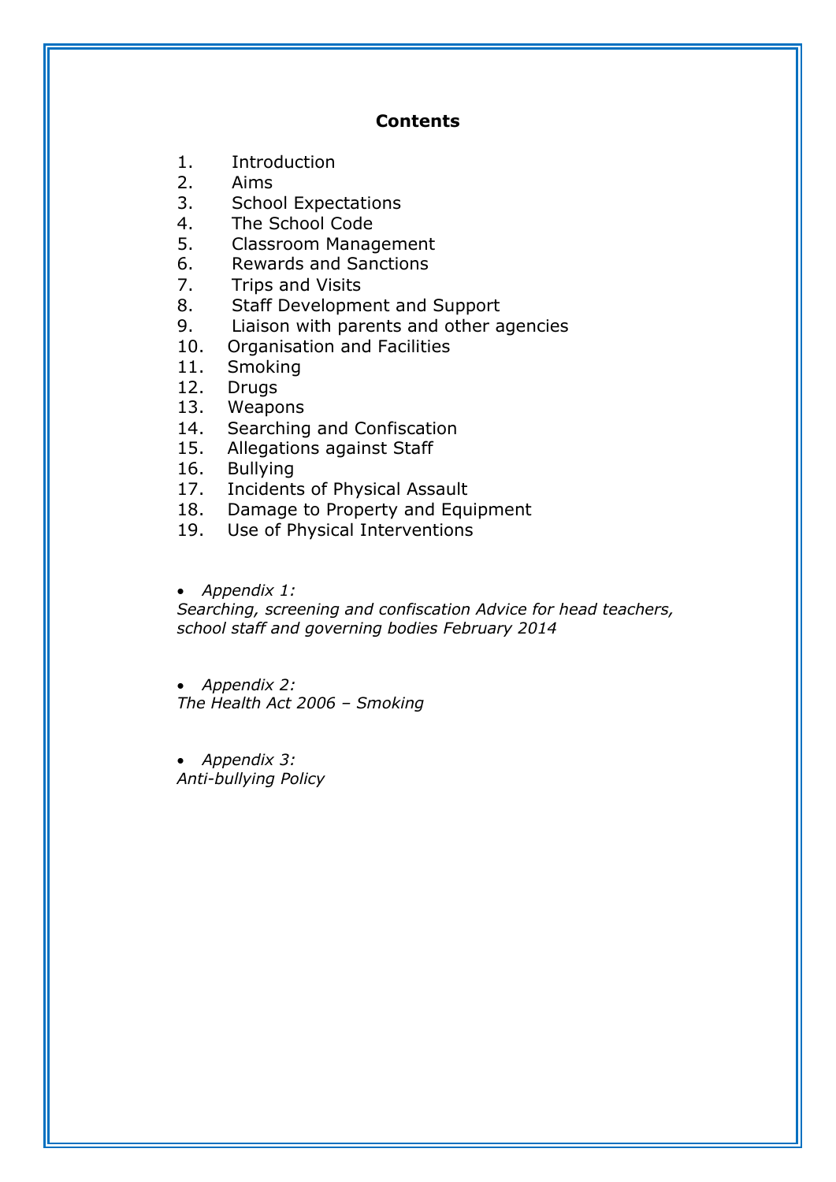## Contents

1. Introduction
2. Aims
3. School Expectations
4. The School Code
5. Classroom Management
6. Rewards and Sanctions
7. Trips and Visits
8. Staff Development and Support
9. Liaison with parents and other agencies
10. Organisation and Facilities
11. Smoking
12. Drugs
13. Weapons
14. Searching and Confiscation
15. Allegations against Staff
16. Bullying
17. Incidents of Physical Assault
18. Damage to Property and Equipment
19. Use of Physical Interventions

- *Appendix 1:*
*Searching, screening and confiscation Advice for head teachers, school staff and governing bodies February 2014*

- *Appendix 2:*
*The Health Act 2006 – Smoking*

- *Appendix 3:*
*Anti-bullying Policy*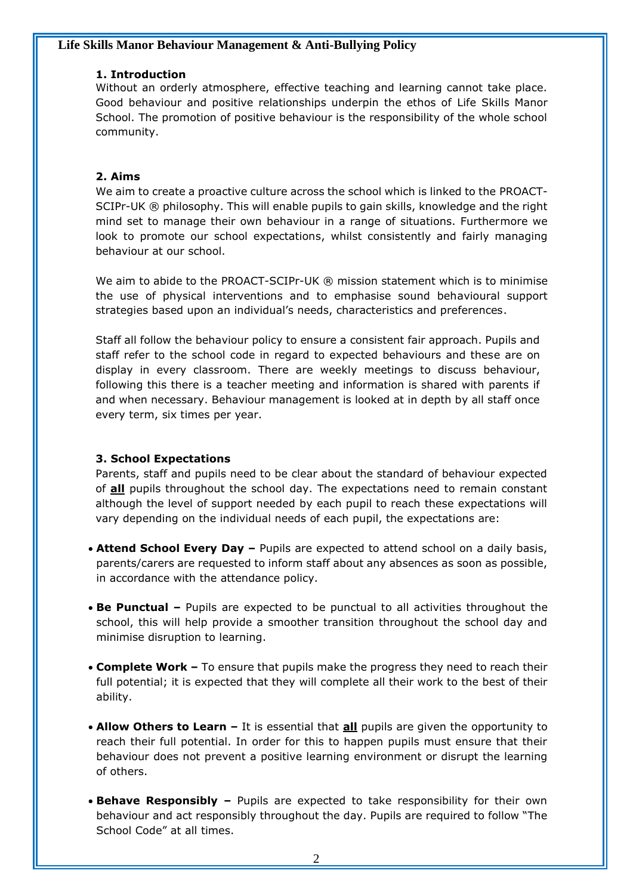# Life Skills Manor Behaviour Management & Anti-Bullying Policy

## 1. Introduction

Without an orderly atmosphere, effective teaching and learning cannot take place. Good behaviour and positive relationships underpin the ethos of Life Skills Manor School. The promotion of positive behaviour is the responsibility of the whole school community.

## 2. Aims

We aim to create a proactive culture across the school which is linked to the PROACT-SCIPr-UK ® philosophy. This will enable pupils to gain skills, knowledge and the right mind set to manage their own behaviour in a range of situations. Furthermore we look to promote our school expectations, whilst consistently and fairly managing behaviour at our school.

We aim to abide to the PROACT-SCIPr-UK ® mission statement which is to minimise the use of physical interventions and to emphasise sound behavioural support strategies based upon an individual's needs, characteristics and preferences.

Staff all follow the behaviour policy to ensure a consistent fair approach. Pupils and staff refer to the school code in regard to expected behaviours and these are on display in every classroom. There are weekly meetings to discuss behaviour, following this there is a teacher meeting and information is shared with parents if and when necessary. Behaviour management is looked at in depth by all staff once every term, six times per year.

## 3. School Expectations

Parents, staff and pupils need to be clear about the standard of behaviour expected of **all** pupils throughout the school day. The expectations need to remain constant although the level of support needed by each pupil to reach these expectations will vary depending on the individual needs of each pupil, the expectations are:

- **Attend School Every Day –** Pupils are expected to attend school on a daily basis, parents/carers are requested to inform staff about any absences as soon as possible, in accordance with the attendance policy.

- **Be Punctual –** Pupils are expected to be punctual to all activities throughout the school, this will help provide a smoother transition throughout the school day and minimise disruption to learning.

- **Complete Work –** To ensure that pupils make the progress they need to reach their full potential; it is expected that they will complete all their work to the best of their ability.

- **Allow Others to Learn –** It is essential that **all** pupils are given the opportunity to reach their full potential. In order for this to happen pupils must ensure that their behaviour does not prevent a positive learning environment or disrupt the learning of others.

- **Behave Responsibly –** Pupils are expected to take responsibility for their own behaviour and act responsibly throughout the day. Pupils are required to follow "The School Code" at all times.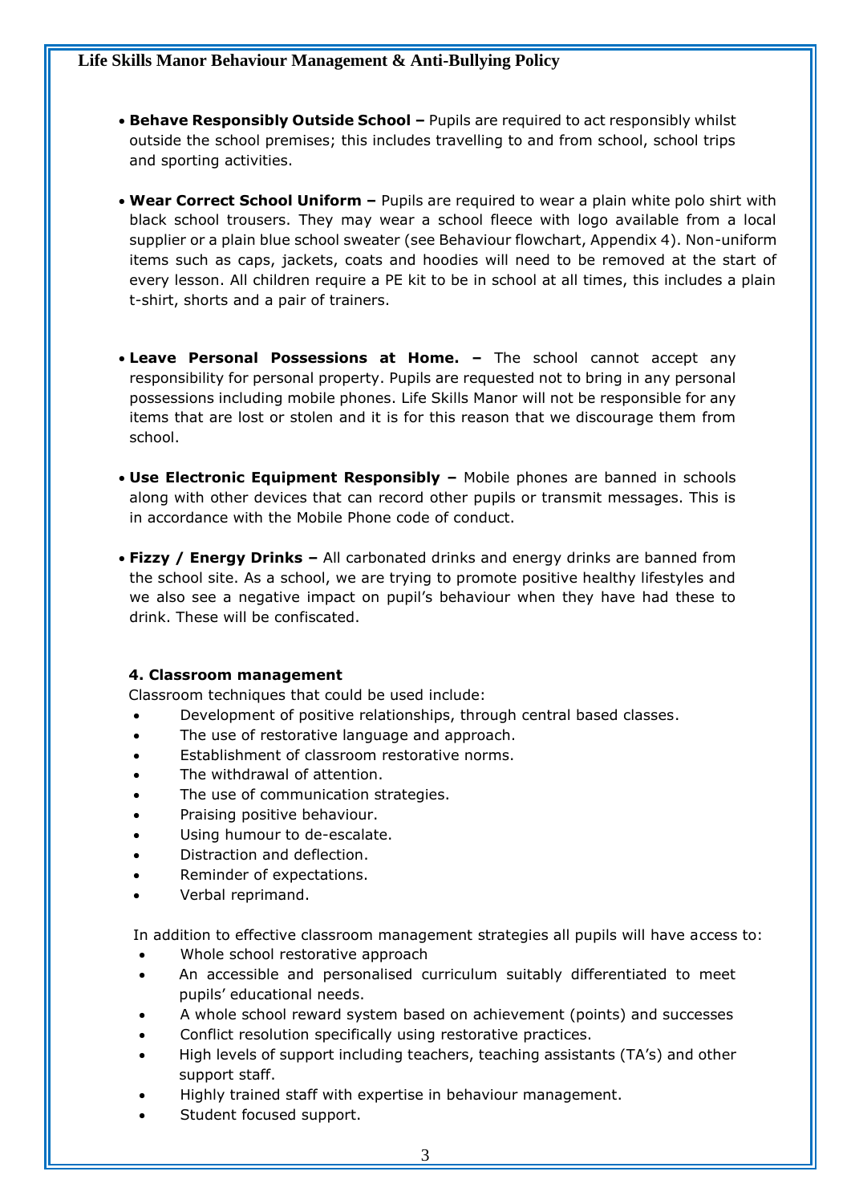- **Behave Responsibly Outside School –** Pupils are required to act responsibly whilst outside the school premises; this includes travelling to and from school, school trips and sporting activities.

- **Wear Correct School Uniform –** Pupils are required to wear a plain white polo shirt with black school trousers. They may wear a school fleece with logo available from a local supplier or a plain blue school sweater (see Behaviour flowchart, Appendix 4). Non-uniform items such as caps, jackets, coats and hoodies will need to be removed at the start of every lesson. All children require a PE kit to be in school at all times, this includes a plain t-shirt, shorts and a pair of trainers.

- **Leave Personal Possessions at Home. –** The school cannot accept any responsibility for personal property. Pupils are requested not to bring in any personal possessions including mobile phones. Life Skills Manor will not be responsible for any items that are lost or stolen and it is for this reason that we discourage them from school.

- **Use Electronic Equipment Responsibly –** Mobile phones are banned in schools along with other devices that can record other pupils or transmit messages. This is in accordance with the Mobile Phone code of conduct.

- **Fizzy / Energy Drinks –** All carbonated drinks and energy drinks are banned from the school site. As a school, we are trying to promote positive healthy lifestyles and we also see a negative impact on pupil's behaviour when they have had these to drink. These will be confiscated.

#### 4. Classroom management

Classroom techniques that could be used include:

- Development of positive relationships, through central based classes.
- The use of restorative language and approach.
- Establishment of classroom restorative norms.
- The withdrawal of attention.
- The use of communication strategies.
- Praising positive behaviour.
- Using humour to de-escalate.
- Distraction and deflection.
- Reminder of expectations.
- Verbal reprimand.

In addition to effective classroom management strategies all pupils will have access to:

- Whole school restorative approach
- An accessible and personalised curriculum suitably differentiated to meet pupils' educational needs.
- A whole school reward system based on achievement (points) and successes
- Conflict resolution specifically using restorative practices.
- High levels of support including teachers, teaching assistants (TA's) and other support staff.
- Highly trained staff with expertise in behaviour management.
- Student focused support.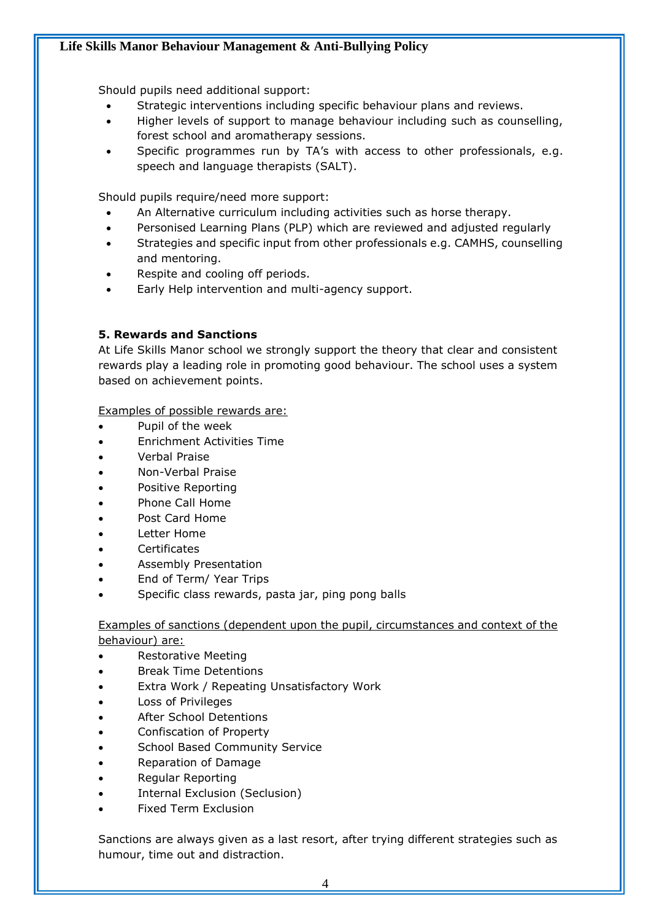Should pupils need additional support:

- Strategic interventions including specific behaviour plans and reviews.
- Higher levels of support to manage behaviour including such as counselling, forest school and aromatherapy sessions.
- Specific programmes run by TA's with access to other professionals, e.g. speech and language therapists (SALT).

Should pupils require/need more support:

- An Alternative curriculum including activities such as horse therapy.
- Personised Learning Plans (PLP) which are reviewed and adjusted regularly
- Strategies and specific input from other professionals e.g. CAMHS, counselling and mentoring.
- Respite and cooling off periods.
- Early Help intervention and multi-agency support.

### 5. Rewards and Sanctions

At Life Skills Manor school we strongly support the theory that clear and consistent rewards play a leading role in promoting good behaviour. The school uses a system based on achievement points.

<u>Examples of possible rewards are:</u>

- Pupil of the week
- Enrichment Activities Time
- Verbal Praise
- Non-Verbal Praise
- Positive Reporting
- Phone Call Home
- Post Card Home
- Letter Home
- Certificates
- Assembly Presentation
- End of Term/ Year Trips
- Specific class rewards, pasta jar, ping pong balls

<u>Examples of sanctions (dependent upon the pupil, circumstances and context of the behaviour) are:</u>

- Restorative Meeting
- Break Time Detentions
- Extra Work / Repeating Unsatisfactory Work
- Loss of Privileges
- After School Detentions
- Confiscation of Property
- School Based Community Service
- Reparation of Damage
- Regular Reporting
- Internal Exclusion (Seclusion)
- Fixed Term Exclusion

Sanctions are always given as a last resort, after trying different strategies such as humour, time out and distraction.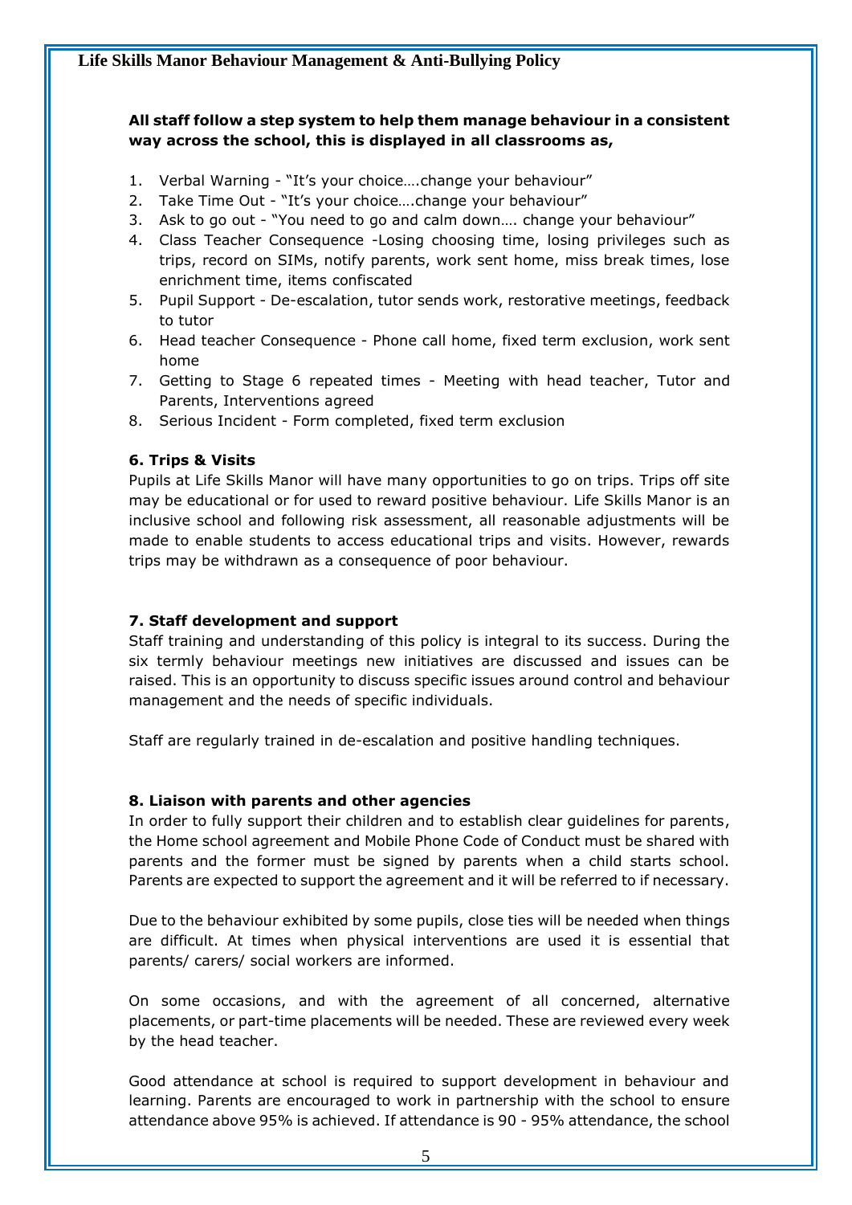**All staff follow a step system to help them manage behaviour in a consistent way across the school, this is displayed in all classrooms as,**

1. Verbal Warning - "It's your choice….change your behaviour"
2. Take Time Out - "It's your choice….change your behaviour"
3. Ask to go out - "You need to go and calm down…. change your behaviour"
4. Class Teacher Consequence -Losing choosing time, losing privileges such as trips, record on SIMs, notify parents, work sent home, miss break times, lose enrichment time, items confiscated
5. Pupil Support - De-escalation, tutor sends work, restorative meetings, feedback to tutor
6. Head teacher Consequence - Phone call home, fixed term exclusion, work sent home
7. Getting to Stage 6 repeated times - Meeting with head teacher, Tutor and Parents, Interventions agreed
8. Serious Incident - Form completed, fixed term exclusion

### 6. Trips & Visits

Pupils at Life Skills Manor will have many opportunities to go on trips. Trips off site may be educational or for used to reward positive behaviour. Life Skills Manor is an inclusive school and following risk assessment, all reasonable adjustments will be made to enable students to access educational trips and visits. However, rewards trips may be withdrawn as a consequence of poor behaviour.

### 7. Staff development and support

Staff training and understanding of this policy is integral to its success. During the six termly behaviour meetings new initiatives are discussed and issues can be raised. This is an opportunity to discuss specific issues around control and behaviour management and the needs of specific individuals.

Staff are regularly trained in de-escalation and positive handling techniques.

### 8. Liaison with parents and other agencies

In order to fully support their children and to establish clear guidelines for parents, the Home school agreement and Mobile Phone Code of Conduct must be shared with parents and the former must be signed by parents when a child starts school. Parents are expected to support the agreement and it will be referred to if necessary.

Due to the behaviour exhibited by some pupils, close ties will be needed when things are difficult. At times when physical interventions are used it is essential that parents/ carers/ social workers are informed.

On some occasions, and with the agreement of all concerned, alternative placements, or part-time placements will be needed. These are reviewed every week by the head teacher.

Good attendance at school is required to support development in behaviour and learning. Parents are encouraged to work in partnership with the school to ensure attendance above 95% is achieved. If attendance is 90 - 95% attendance, the school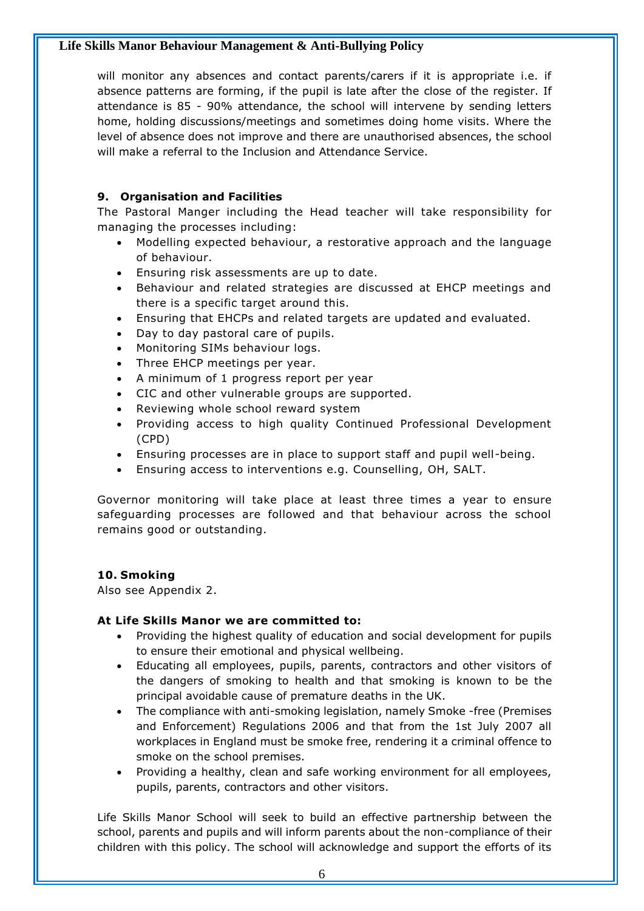will monitor any absences and contact parents/carers if it is appropriate i.e. if absence patterns are forming, if the pupil is late after the close of the register. If attendance is 85 - 90% attendance, the school will intervene by sending letters home, holding discussions/meetings and sometimes doing home visits. Where the level of absence does not improve and there are unauthorised absences, the school will make a referral to the Inclusion and Attendance Service.

## 9. Organisation and Facilities

The Pastoral Manger including the Head teacher will take responsibility for managing the processes including:

- Modelling expected behaviour, a restorative approach and the language of behaviour.
- Ensuring risk assessments are up to date.
- Behaviour and related strategies are discussed at EHCP meetings and there is a specific target around this.
- Ensuring that EHCPs and related targets are updated and evaluated.
- Day to day pastoral care of pupils.
- Monitoring SIMs behaviour logs.
- Three EHCP meetings per year.
- A minimum of 1 progress report per year
- CIC and other vulnerable groups are supported.
- Reviewing whole school reward system
- Providing access to high quality Continued Professional Development (CPD)
- Ensuring processes are in place to support staff and pupil well-being.
- Ensuring access to interventions e.g. Counselling, OH, SALT.

Governor monitoring will take place at least three times a year to ensure safeguarding processes are followed and that behaviour across the school remains good or outstanding.

## 10. Smoking

Also see Appendix 2.

**At Life Skills Manor we are committed to:**

- Providing the highest quality of education and social development for pupils to ensure their emotional and physical wellbeing.
- Educating all employees, pupils, parents, contractors and other visitors of the dangers of smoking to health and that smoking is known to be the principal avoidable cause of premature deaths in the UK.
- The compliance with anti-smoking legislation, namely Smoke -free (Premises and Enforcement) Regulations 2006 and that from the 1st July 2007 all workplaces in England must be smoke free, rendering it a criminal offence to smoke on the school premises.
- Providing a healthy, clean and safe working environment for all employees, pupils, parents, contractors and other visitors.

Life Skills Manor School will seek to build an effective partnership between the school, parents and pupils and will inform parents about the non-compliance of their children with this policy. The school will acknowledge and support the efforts of its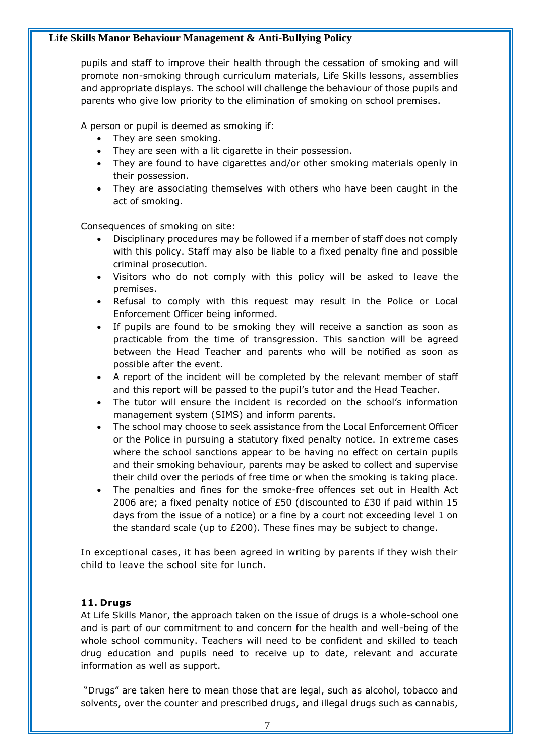pupils and staff to improve their health through the cessation of smoking and will promote non-smoking through curriculum materials, Life Skills lessons, assemblies and appropriate displays. The school will challenge the behaviour of those pupils and parents who give low priority to the elimination of smoking on school premises.

A person or pupil is deemed as smoking if:

- They are seen smoking.
- They are seen with a lit cigarette in their possession.
- They are found to have cigarettes and/or other smoking materials openly in their possession.
- They are associating themselves with others who have been caught in the act of smoking.

Consequences of smoking on site:

- Disciplinary procedures may be followed if a member of staff does not comply with this policy. Staff may also be liable to a fixed penalty fine and possible criminal prosecution.
- Visitors who do not comply with this policy will be asked to leave the premises.
- Refusal to comply with this request may result in the Police or Local Enforcement Officer being informed.
- If pupils are found to be smoking they will receive a sanction as soon as practicable from the time of transgression. This sanction will be agreed between the Head Teacher and parents who will be notified as soon as possible after the event.
- A report of the incident will be completed by the relevant member of staff and this report will be passed to the pupil's tutor and the Head Teacher.
- The tutor will ensure the incident is recorded on the school's information management system (SIMS) and inform parents.
- The school may choose to seek assistance from the Local Enforcement Officer or the Police in pursuing a statutory fixed penalty notice. In extreme cases where the school sanctions appear to be having no effect on certain pupils and their smoking behaviour, parents may be asked to collect and supervise their child over the periods of free time or when the smoking is taking place.
- The penalties and fines for the smoke-free offences set out in Health Act 2006 are; a fixed penalty notice of £50 (discounted to £30 if paid within 15 days from the issue of a notice) or a fine by a court not exceeding level 1 on the standard scale (up to £200). These fines may be subject to change.

In exceptional cases, it has been agreed in writing by parents if they wish their child to leave the school site for lunch.

## 11. Drugs

At Life Skills Manor, the approach taken on the issue of drugs is a whole-school one and is part of our commitment to and concern for the health and well-being of the whole school community. Teachers will need to be confident and skilled to teach drug education and pupils need to receive up to date, relevant and accurate information as well as support.

"Drugs" are taken here to mean those that are legal, such as alcohol, tobacco and solvents, over the counter and prescribed drugs, and illegal drugs such as cannabis,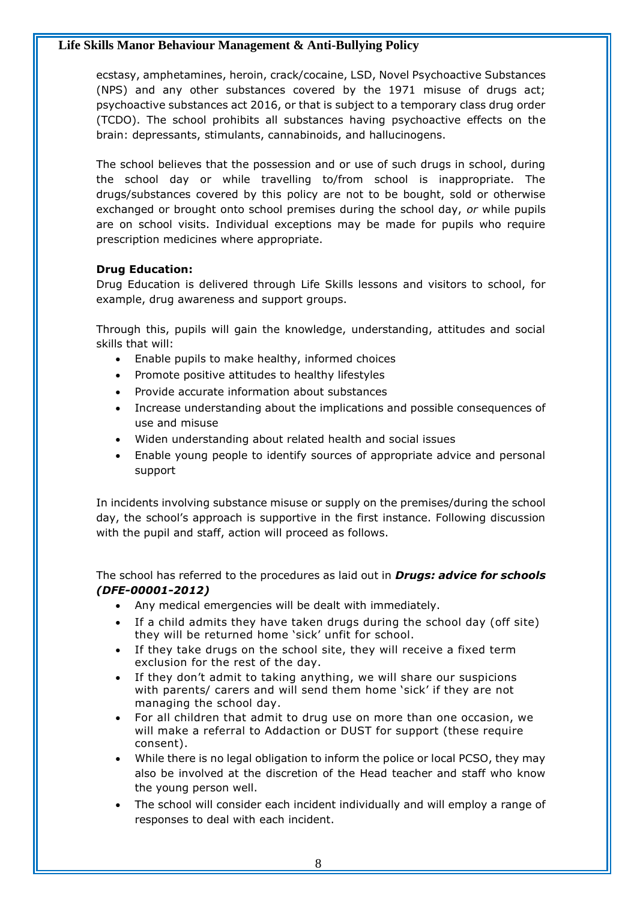ecstasy, amphetamines, heroin, crack/cocaine, LSD, Novel Psychoactive Substances (NPS) and any other substances covered by the 1971 misuse of drugs act; psychoactive substances act 2016, or that is subject to a temporary class drug order (TCDO). The school prohibits all substances having psychoactive effects on the brain: depressants, stimulants, cannabinoids, and hallucinogens.

The school believes that the possession and or use of such drugs in school, during the school day or while travelling to/from school is inappropriate. The drugs/substances covered by this policy are not to be bought, sold or otherwise exchanged or brought onto school premises during the school day, *or* while pupils are on school visits. Individual exceptions may be made for pupils who require prescription medicines where appropriate.

**Drug Education:**
Drug Education is delivered through Life Skills lessons and visitors to school, for example, drug awareness and support groups.

Through this, pupils will gain the knowledge, understanding, attitudes and social skills that will:

- Enable pupils to make healthy, informed choices
- Promote positive attitudes to healthy lifestyles
- Provide accurate information about substances
- Increase understanding about the implications and possible consequences of use and misuse
- Widen understanding about related health and social issues
- Enable young people to identify sources of appropriate advice and personal support

In incidents involving substance misuse or supply on the premises/during the school day, the school's approach is supportive in the first instance. Following discussion with the pupil and staff, action will proceed as follows.

The school has referred to the procedures as laid out in ***Drugs: advice for schools (DFE-00001-2012)***

- Any medical emergencies will be dealt with immediately.
- If a child admits they have taken drugs during the school day (off site) they will be returned home 'sick' unfit for school.
- If they take drugs on the school site, they will receive a fixed term exclusion for the rest of the day.
- If they don't admit to taking anything, we will share our suspicions with parents/ carers and will send them home 'sick' if they are not managing the school day.
- For all children that admit to drug use on more than one occasion, we will make a referral to Addaction or DUST for support (these require consent).
- While there is no legal obligation to inform the police or local PCSO, they may also be involved at the discretion of the Head teacher and staff who know the young person well.
- The school will consider each incident individually and will employ a range of responses to deal with each incident.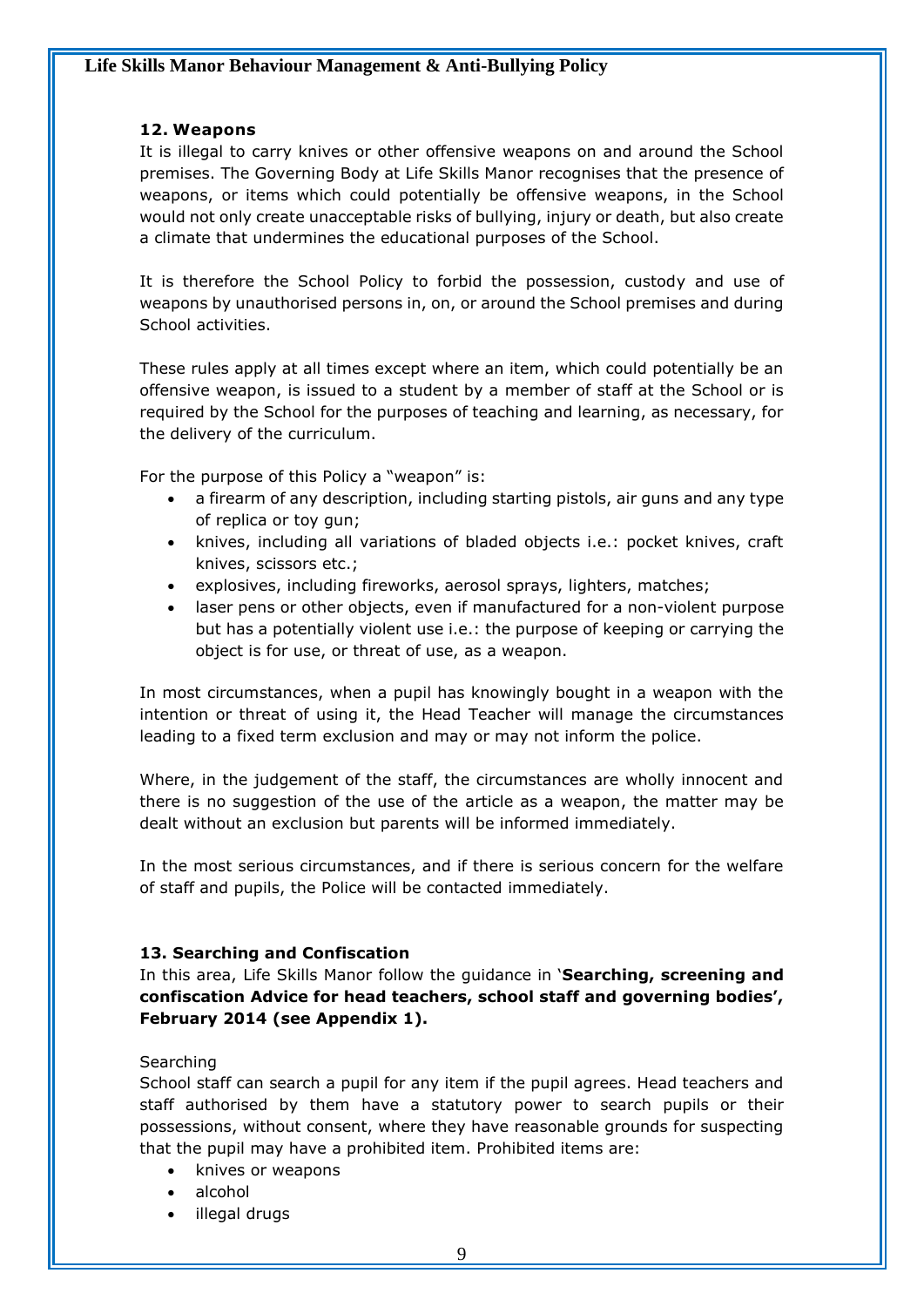## 12. Weapons

It is illegal to carry knives or other offensive weapons on and around the School premises. The Governing Body at Life Skills Manor recognises that the presence of weapons, or items which could potentially be offensive weapons, in the School would not only create unacceptable risks of bullying, injury or death, but also create a climate that undermines the educational purposes of the School.

It is therefore the School Policy to forbid the possession, custody and use of weapons by unauthorised persons in, on, or around the School premises and during School activities.

These rules apply at all times except where an item, which could potentially be an offensive weapon, is issued to a student by a member of staff at the School or is required by the School for the purposes of teaching and learning, as necessary, for the delivery of the curriculum.

For the purpose of this Policy a "weapon" is:

- a firearm of any description, including starting pistols, air guns and any type of replica or toy gun;
- knives, including all variations of bladed objects i.e.: pocket knives, craft knives, scissors etc.;
- explosives, including fireworks, aerosol sprays, lighters, matches;
- laser pens or other objects, even if manufactured for a non-violent purpose but has a potentially violent use i.e.: the purpose of keeping or carrying the object is for use, or threat of use, as a weapon.

In most circumstances, when a pupil has knowingly bought in a weapon with the intention or threat of using it, the Head Teacher will manage the circumstances leading to a fixed term exclusion and may or may not inform the police.

Where, in the judgement of the staff, the circumstances are wholly innocent and there is no suggestion of the use of the article as a weapon, the matter may be dealt without an exclusion but parents will be informed immediately.

In the most serious circumstances, and if there is serious concern for the welfare of staff and pupils, the Police will be contacted immediately.

## 13. Searching and Confiscation

In this area, Life Skills Manor follow the guidance in '**Searching, screening and confiscation Advice for head teachers, school staff and governing bodies', February 2014 (see Appendix 1).**

Searching

School staff can search a pupil for any item if the pupil agrees. Head teachers and staff authorised by them have a statutory power to search pupils or their possessions, without consent, where they have reasonable grounds for suspecting that the pupil may have a prohibited item. Prohibited items are:

- knives or weapons
- alcohol
- illegal drugs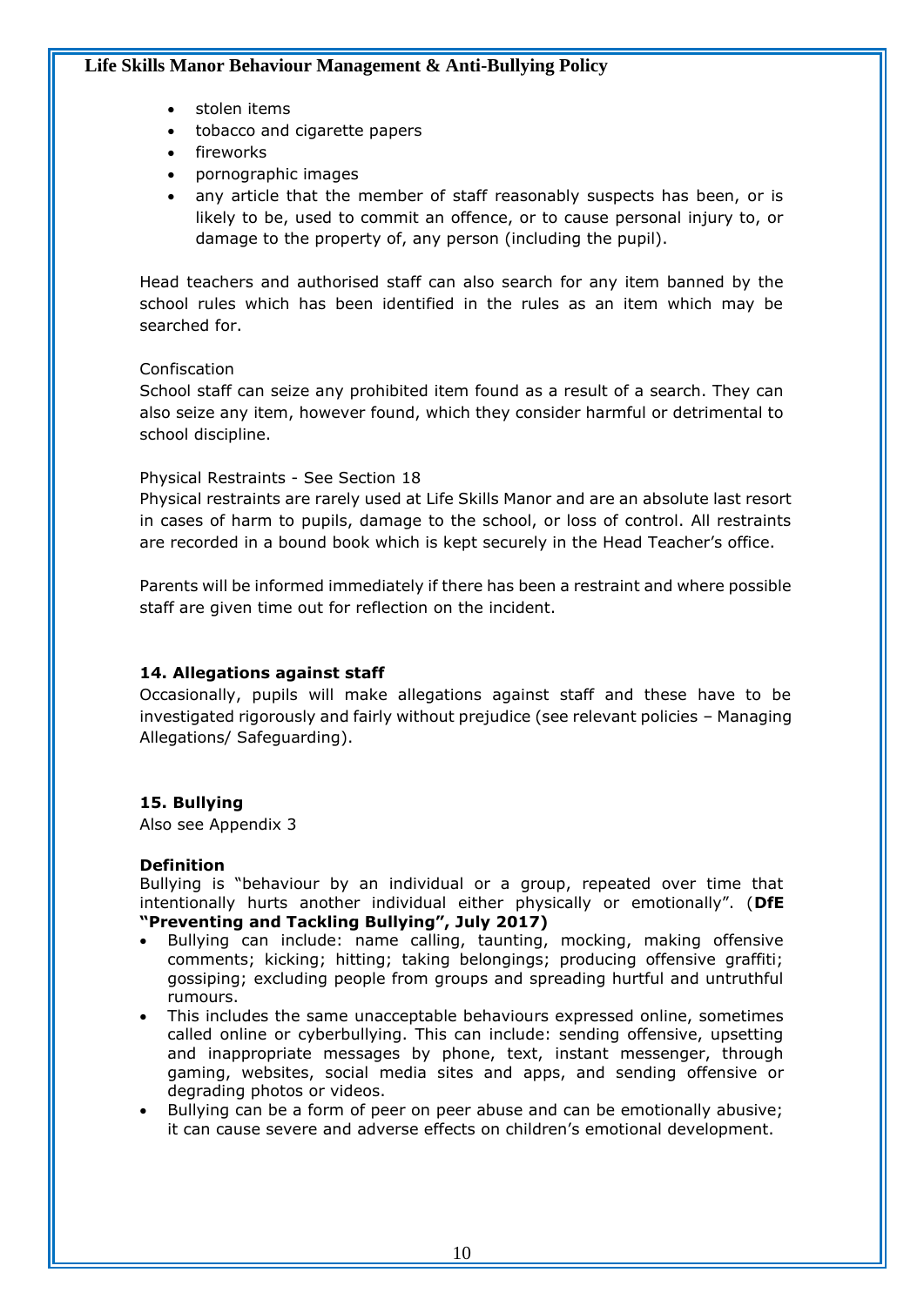- stolen items
- tobacco and cigarette papers
- fireworks
- pornographic images
- any article that the member of staff reasonably suspects has been, or is likely to be, used to commit an offence, or to cause personal injury to, or damage to the property of, any person (including the pupil).

Head teachers and authorised staff can also search for any item banned by the school rules which has been identified in the rules as an item which may be searched for.

Confiscation
School staff can seize any prohibited item found as a result of a search. They can also seize any item, however found, which they consider harmful or detrimental to school discipline.

Physical Restraints - See Section 18
Physical restraints are rarely used at Life Skills Manor and are an absolute last resort in cases of harm to pupils, damage to the school, or loss of control. All restraints are recorded in a bound book which is kept securely in the Head Teacher's office.

Parents will be informed immediately if there has been a restraint and where possible staff are given time out for reflection on the incident.

### 14. Allegations against staff

Occasionally, pupils will make allegations against staff and these have to be investigated rigorously and fairly without prejudice (see relevant policies – Managing Allegations/ Safeguarding).

### 15. Bullying

Also see Appendix 3

**Definition**
Bullying is "behaviour by an individual or a group, repeated over time that intentionally hurts another individual either physically or emotionally". (**DfE "Preventing and Tackling Bullying", July 2017)**

- Bullying can include: name calling, taunting, mocking, making offensive comments; kicking; hitting; taking belongings; producing offensive graffiti; gossiping; excluding people from groups and spreading hurtful and untruthful rumours.
- This includes the same unacceptable behaviours expressed online, sometimes called online or cyberbullying. This can include: sending offensive, upsetting and inappropriate messages by phone, text, instant messenger, through gaming, websites, social media sites and apps, and sending offensive or degrading photos or videos.
- Bullying can be a form of peer on peer abuse and can be emotionally abusive; it can cause severe and adverse effects on children's emotional development.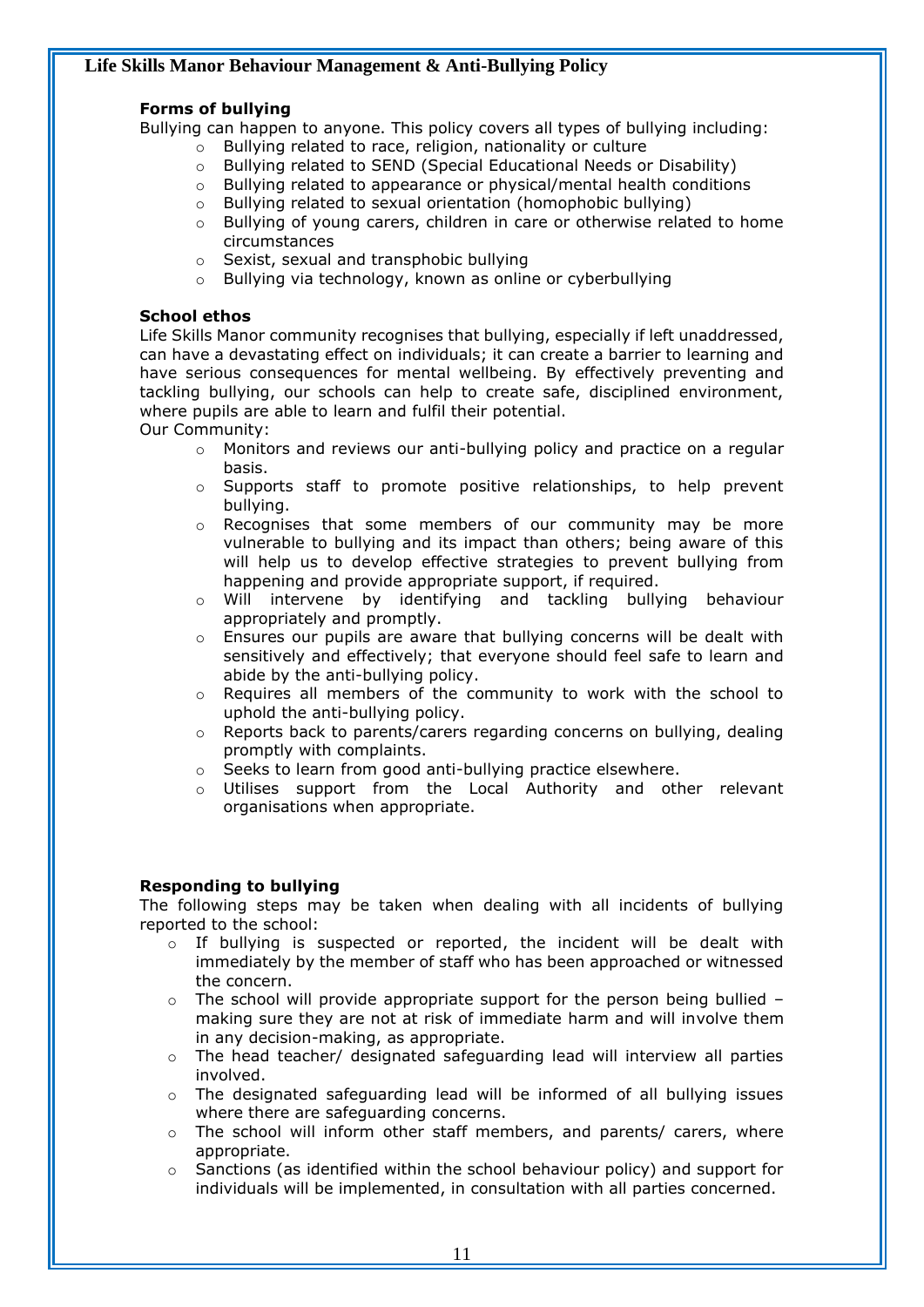### Forms of bullying

Bullying can happen to anyone. This policy covers all types of bullying including:

- Bullying related to race, religion, nationality or culture
- Bullying related to SEND (Special Educational Needs or Disability)
- Bullying related to appearance or physical/mental health conditions
- Bullying related to sexual orientation (homophobic bullying)
- Bullying of young carers, children in care or otherwise related to home circumstances
- Sexist, sexual and transphobic bullying
- Bullying via technology, known as online or cyberbullying

### School ethos

Life Skills Manor community recognises that bullying, especially if left unaddressed, can have a devastating effect on individuals; it can create a barrier to learning and have serious consequences for mental wellbeing. By effectively preventing and tackling bullying, our schools can help to create safe, disciplined environment, where pupils are able to learn and fulfil their potential.

Our Community:

- Monitors and reviews our anti-bullying policy and practice on a regular basis.
- Supports staff to promote positive relationships, to help prevent bullying.
- Recognises that some members of our community may be more vulnerable to bullying and its impact than others; being aware of this will help us to develop effective strategies to prevent bullying from happening and provide appropriate support, if required.
- Will intervene by identifying and tackling bullying behaviour appropriately and promptly.
- Ensures our pupils are aware that bullying concerns will be dealt with sensitively and effectively; that everyone should feel safe to learn and abide by the anti-bullying policy.
- Requires all members of the community to work with the school to uphold the anti-bullying policy.
- Reports back to parents/carers regarding concerns on bullying, dealing promptly with complaints.
- Seeks to learn from good anti-bullying practice elsewhere.
- Utilises support from the Local Authority and other relevant organisations when appropriate.

### Responding to bullying

The following steps may be taken when dealing with all incidents of bullying reported to the school:

- If bullying is suspected or reported, the incident will be dealt with immediately by the member of staff who has been approached or witnessed the concern.
- The school will provide appropriate support for the person being bullied – making sure they are not at risk of immediate harm and will involve them in any decision-making, as appropriate.
- The head teacher/ designated safeguarding lead will interview all parties involved.
- The designated safeguarding lead will be informed of all bullying issues where there are safeguarding concerns.
- The school will inform other staff members, and parents/ carers, where appropriate.
- Sanctions (as identified within the school behaviour policy) and support for individuals will be implemented, in consultation with all parties concerned.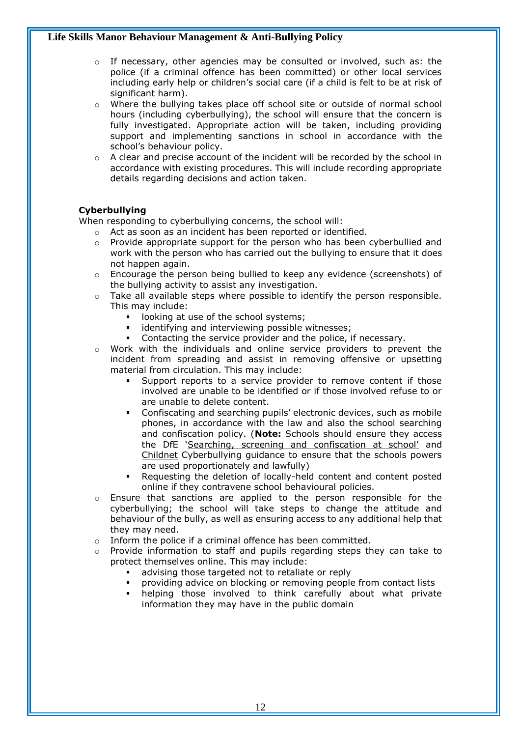- If necessary, other agencies may be consulted or involved, such as: the police (if a criminal offence has been committed) or other local services including early help or children's social care (if a child is felt to be at risk of significant harm).
- Where the bullying takes place off school site or outside of normal school hours (including cyberbullying), the school will ensure that the concern is fully investigated. Appropriate action will be taken, including providing support and implementing sanctions in school in accordance with the school's behaviour policy.
- A clear and precise account of the incident will be recorded by the school in accordance with existing procedures. This will include recording appropriate details regarding decisions and action taken.

**Cyberbullying**

When responding to cyberbullying concerns, the school will:

- Act as soon as an incident has been reported or identified.
- Provide appropriate support for the person who has been cyberbullied and work with the person who has carried out the bullying to ensure that it does not happen again.
- Encourage the person being bullied to keep any evidence (screenshots) of the bullying activity to assist any investigation.
- Take all available steps where possible to identify the person responsible. This may include:
  - looking at use of the school systems;
  - identifying and interviewing possible witnesses;
  - Contacting the service provider and the police, if necessary.
- Work with the individuals and online service providers to prevent the incident from spreading and assist in removing offensive or upsetting material from circulation. This may include:
  - Support reports to a service provider to remove content if those involved are unable to be identified or if those involved refuse to or are unable to delete content.
  - Confiscating and searching pupils' electronic devices, such as mobile phones, in accordance with the law and also the school searching and confiscation policy. (**Note:** Schools should ensure they access the DfE 'Searching, screening and confiscation at school' and Childnet Cyberbullying guidance to ensure that the schools powers are used proportionately and lawfully)
  - Requesting the deletion of locally-held content and content posted online if they contravene school behavioural policies.
- Ensure that sanctions are applied to the person responsible for the cyberbullying; the school will take steps to change the attitude and behaviour of the bully, as well as ensuring access to any additional help that they may need.
- Inform the police if a criminal offence has been committed.
- Provide information to staff and pupils regarding steps they can take to protect themselves online. This may include:
  - advising those targeted not to retaliate or reply
  - providing advice on blocking or removing people from contact lists
  - helping those involved to think carefully about what private information they may have in the public domain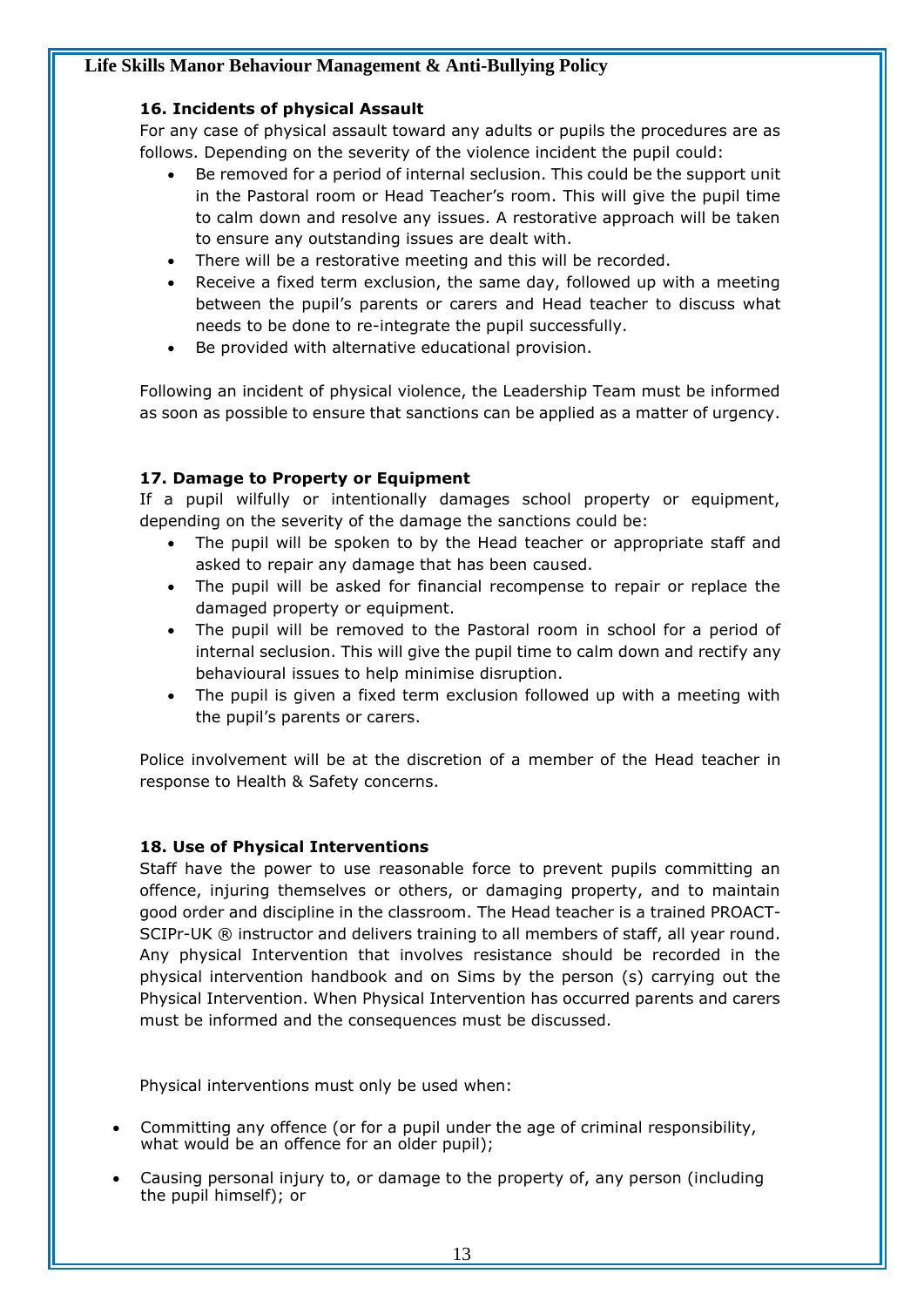### 16. Incidents of physical Assault

For any case of physical assault toward any adults or pupils the procedures are as follows. Depending on the severity of the violence incident the pupil could:

- Be removed for a period of internal seclusion. This could be the support unit in the Pastoral room or Head Teacher's room. This will give the pupil time to calm down and resolve any issues. A restorative approach will be taken to ensure any outstanding issues are dealt with.
- There will be a restorative meeting and this will be recorded.
- Receive a fixed term exclusion, the same day, followed up with a meeting between the pupil's parents or carers and Head teacher to discuss what needs to be done to re-integrate the pupil successfully.
- Be provided with alternative educational provision.

Following an incident of physical violence, the Leadership Team must be informed as soon as possible to ensure that sanctions can be applied as a matter of urgency.

### 17. Damage to Property or Equipment

If a pupil wilfully or intentionally damages school property or equipment, depending on the severity of the damage the sanctions could be:

- The pupil will be spoken to by the Head teacher or appropriate staff and asked to repair any damage that has been caused.
- The pupil will be asked for financial recompense to repair or replace the damaged property or equipment.
- The pupil will be removed to the Pastoral room in school for a period of internal seclusion. This will give the pupil time to calm down and rectify any behavioural issues to help minimise disruption.
- The pupil is given a fixed term exclusion followed up with a meeting with the pupil's parents or carers.

Police involvement will be at the discretion of a member of the Head teacher in response to Health & Safety concerns.

### 18. Use of Physical Interventions

Staff have the power to use reasonable force to prevent pupils committing an offence, injuring themselves or others, or damaging property, and to maintain good order and discipline in the classroom. The Head teacher is a trained PROACT-SCIPr-UK ® instructor and delivers training to all members of staff, all year round. Any physical Intervention that involves resistance should be recorded in the physical intervention handbook and on Sims by the person (s) carrying out the Physical Intervention. When Physical Intervention has occurred parents and carers must be informed and the consequences must be discussed.

Physical interventions must only be used when:

- Committing any offence (or for a pupil under the age of criminal responsibility, what would be an offence for an older pupil);
- Causing personal injury to, or damage to the property of, any person (including the pupil himself); or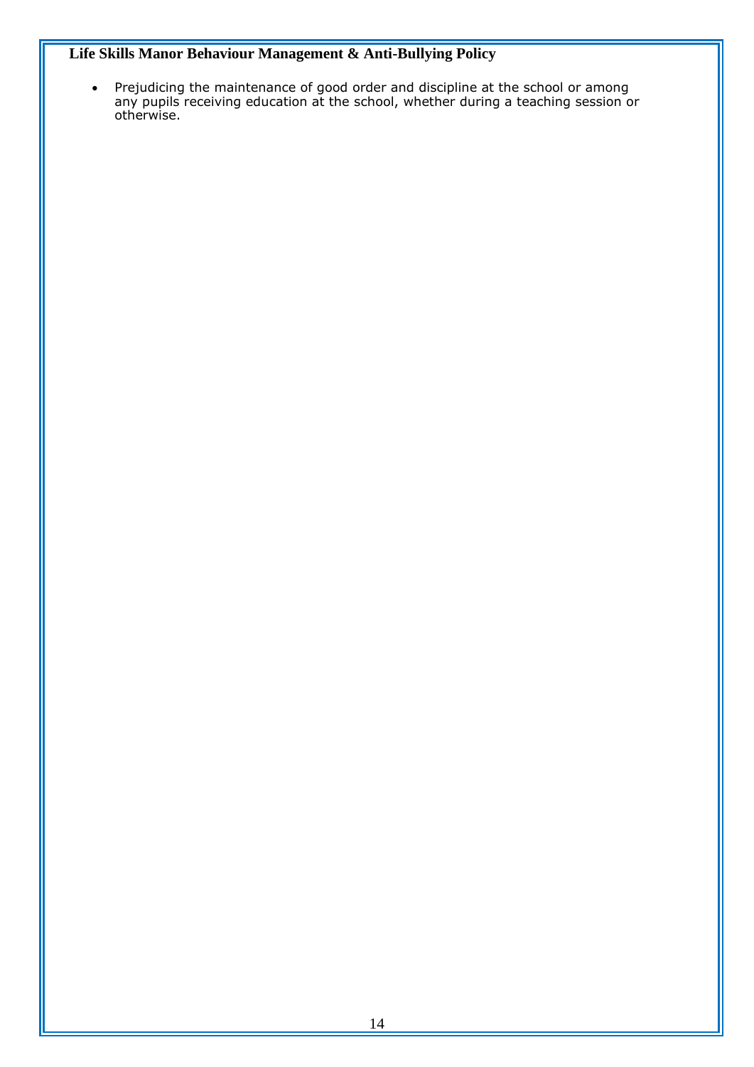- Prejudicing the maintenance of good order and discipline at the school or among any pupils receiving education at the school, whether during a teaching session or otherwise.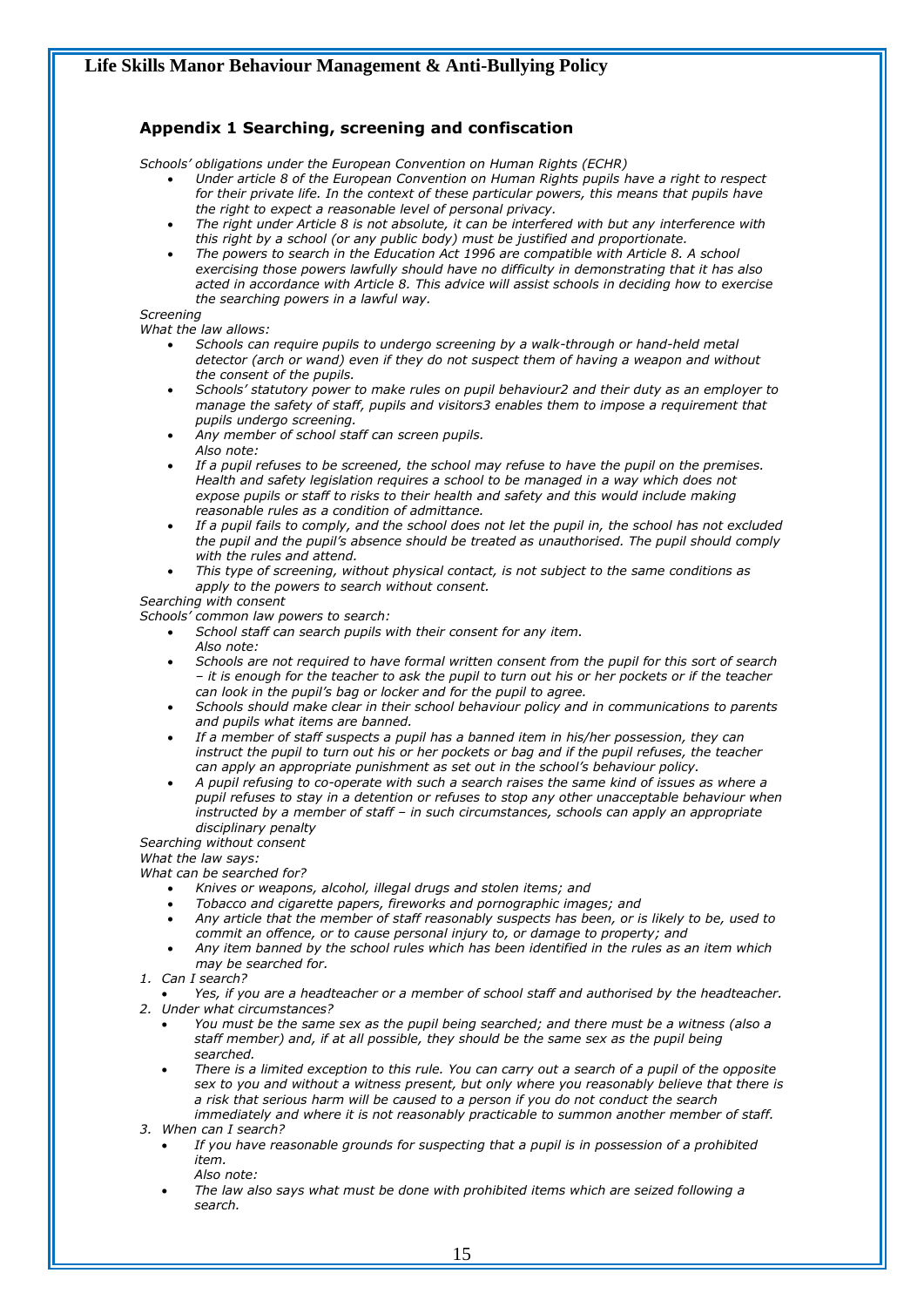## Appendix 1 Searching, screening and confiscation

*Schools' obligations under the European Convention on Human Rights (ECHR)*

- *Under article 8 of the European Convention on Human Rights pupils have a right to respect for their private life. In the context of these particular powers, this means that pupils have the right to expect a reasonable level of personal privacy.*
- *The right under Article 8 is not absolute, it can be interfered with but any interference with this right by a school (or any public body) must be justified and proportionate.*
- *The powers to search in the Education Act 1996 are compatible with Article 8. A school exercising those powers lawfully should have no difficulty in demonstrating that it has also acted in accordance with Article 8. This advice will assist schools in deciding how to exercise the searching powers in a lawful way.*

*Screening*

*What the law allows:*

- *Schools can require pupils to undergo screening by a walk-through or hand-held metal detector (arch or wand) even if they do not suspect them of having a weapon and without the consent of the pupils.*
- *Schools' statutory power to make rules on pupil behaviour2 and their duty as an employer to manage the safety of staff, pupils and visitors3 enables them to impose a requirement that pupils undergo screening.*
- *Any member of school staff can screen pupils.*

  *Also note:*
- *If a pupil refuses to be screened, the school may refuse to have the pupil on the premises. Health and safety legislation requires a school to be managed in a way which does not expose pupils or staff to risks to their health and safety and this would include making reasonable rules as a condition of admittance.*
- *If a pupil fails to comply, and the school does not let the pupil in, the school has not excluded the pupil and the pupil's absence should be treated as unauthorised. The pupil should comply with the rules and attend.*
- *This type of screening, without physical contact, is not subject to the same conditions as apply to the powers to search without consent.*

*Searching with consent*

*Schools' common law powers to search:*

- *School staff can search pupils with their consent for any item.*

  *Also note:*
- *Schools are not required to have formal written consent from the pupil for this sort of search – it is enough for the teacher to ask the pupil to turn out his or her pockets or if the teacher can look in the pupil's bag or locker and for the pupil to agree.*
- *Schools should make clear in their school behaviour policy and in communications to parents and pupils what items are banned.*
- *If a member of staff suspects a pupil has a banned item in his/her possession, they can instruct the pupil to turn out his or her pockets or bag and if the pupil refuses, the teacher can apply an appropriate punishment as set out in the school's behaviour policy.*
- *A pupil refusing to co-operate with such a search raises the same kind of issues as where a pupil refuses to stay in a detention or refuses to stop any other unacceptable behaviour when instructed by a member of staff – in such circumstances, schools can apply an appropriate disciplinary penalty*

*Searching without consent*

*What the law says:*

*What can be searched for?*

- *Knives or weapons, alcohol, illegal drugs and stolen items; and*
- *Tobacco and cigarette papers, fireworks and pornographic images; and*
- *Any article that the member of staff reasonably suspects has been, or is likely to be, used to commit an offence, or to cause personal injury to, or damage to property; and*
- *Any item banned by the school rules which has been identified in the rules as an item which may be searched for.*

*1. Can I search?*

- *Yes, if you are a headteacher or a member of school staff and authorised by the headteacher.*

*2. Under what circumstances?*

- *You must be the same sex as the pupil being searched; and there must be a witness (also a staff member) and, if at all possible, they should be the same sex as the pupil being searched.*
- *There is a limited exception to this rule. You can carry out a search of a pupil of the opposite sex to you and without a witness present, but only where you reasonably believe that there is a risk that serious harm will be caused to a person if you do not conduct the search immediately and where it is not reasonably practicable to summon another member of staff.*

*3. When can I search?*

- *If you have reasonable grounds for suspecting that a pupil is in possession of a prohibited item.*

  *Also note:*
- *The law also says what must be done with prohibited items which are seized following a search.*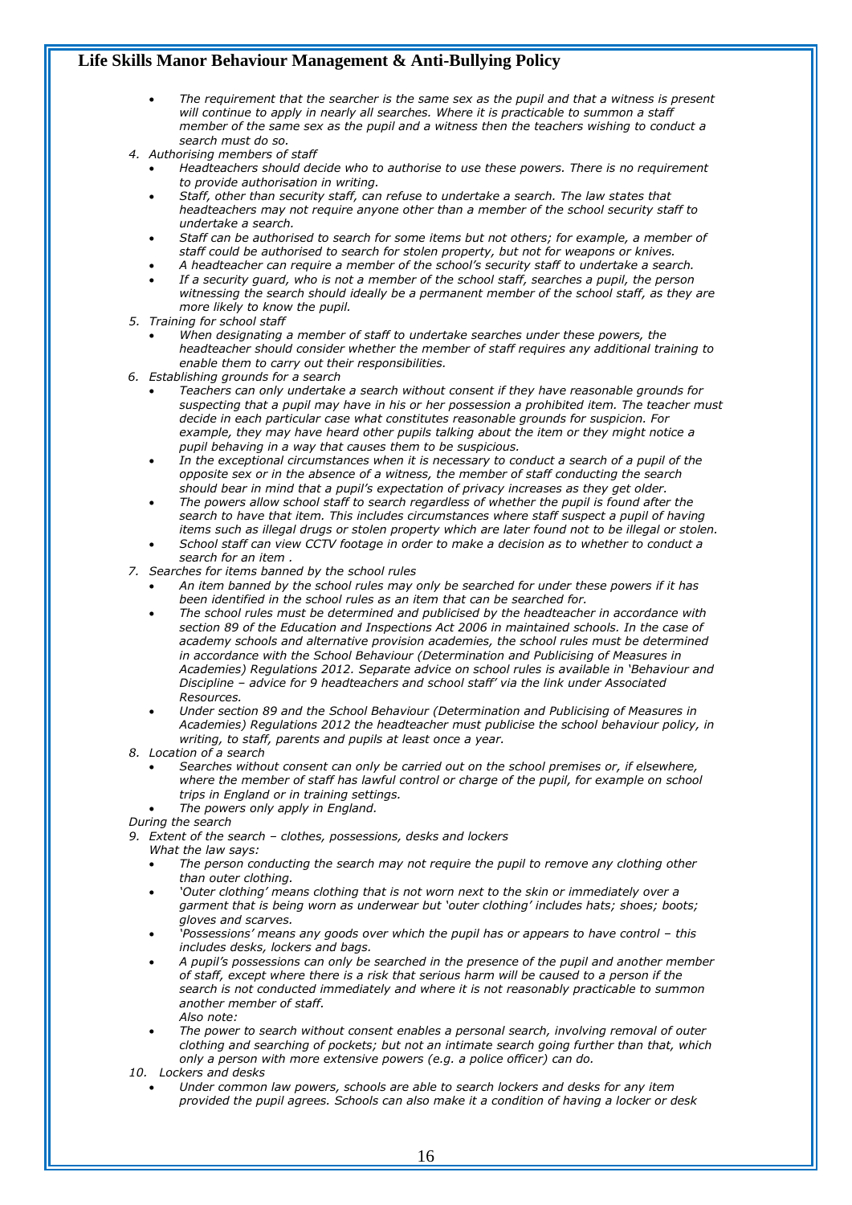- *The requirement that the searcher is the same sex as the pupil and that a witness is present will continue to apply in nearly all searches. Where it is practicable to summon a staff member of the same sex as the pupil and a witness then the teachers wishing to conduct a search must do so.*

4. *Authorising members of staff*
   - *Headteachers should decide who to authorise to use these powers. There is no requirement to provide authorisation in writing.*
   - *Staff, other than security staff, can refuse to undertake a search. The law states that headteachers may not require anyone other than a member of the school security staff to undertake a search.*
   - *Staff can be authorised to search for some items but not others; for example, a member of staff could be authorised to search for stolen property, but not for weapons or knives.*
   - *A headteacher can require a member of the school's security staff to undertake a search.*
   - *If a security guard, who is not a member of the school staff, searches a pupil, the person witnessing the search should ideally be a permanent member of the school staff, as they are more likely to know the pupil.*
5. *Training for school staff*
   - *When designating a member of staff to undertake searches under these powers, the headteacher should consider whether the member of staff requires any additional training to enable them to carry out their responsibilities.*
6. *Establishing grounds for a search*
   - *Teachers can only undertake a search without consent if they have reasonable grounds for suspecting that a pupil may have in his or her possession a prohibited item. The teacher must decide in each particular case what constitutes reasonable grounds for suspicion. For example, they may have heard other pupils talking about the item or they might notice a pupil behaving in a way that causes them to be suspicious.*
   - *In the exceptional circumstances when it is necessary to conduct a search of a pupil of the opposite sex or in the absence of a witness, the member of staff conducting the search should bear in mind that a pupil's expectation of privacy increases as they get older.*
   - *The powers allow school staff to search regardless of whether the pupil is found after the search to have that item. This includes circumstances where staff suspect a pupil of having items such as illegal drugs or stolen property which are later found not to be illegal or stolen.*
   - *School staff can view CCTV footage in order to make a decision as to whether to conduct a search for an item .*
7. *Searches for items banned by the school rules*
   - *An item banned by the school rules may only be searched for under these powers if it has been identified in the school rules as an item that can be searched for.*
   - *The school rules must be determined and publicised by the headteacher in accordance with section 89 of the Education and Inspections Act 2006 in maintained schools. In the case of academy schools and alternative provision academies, the school rules must be determined in accordance with the School Behaviour (Determination and Publicising of Measures in Academies) Regulations 2012. Separate advice on school rules is available in 'Behaviour and Discipline – advice for 9 headteachers and school staff' via the link under Associated Resources.*
   - *Under section 89 and the School Behaviour (Determination and Publicising of Measures in Academies) Regulations 2012 the headteacher must publicise the school behaviour policy, in writing, to staff, parents and pupils at least once a year.*
8. *Location of a search*
   - *Searches without consent can only be carried out on the school premises or, if elsewhere, where the member of staff has lawful control or charge of the pupil, for example on school trips in England or in training settings.*
   - *The powers only apply in England.*

*During the search*

9. *Extent of the search – clothes, possessions, desks and lockers*

   *What the law says:*
   - *The person conducting the search may not require the pupil to remove any clothing other than outer clothing.*
   - *'Outer clothing' means clothing that is not worn next to the skin or immediately over a garment that is being worn as underwear but 'outer clothing' includes hats; shoes; boots; gloves and scarves.*
   - *'Possessions' means any goods over which the pupil has or appears to have control – this includes desks, lockers and bags.*
   - *A pupil's possessions can only be searched in the presence of the pupil and another member of staff, except where there is a risk that serious harm will be caused to a person if the search is not conducted immediately and where it is not reasonably practicable to summon another member of staff.*

   *Also note:*
   - *The power to search without consent enables a personal search, involving removal of outer clothing and searching of pockets; but not an intimate search going further than that, which only a person with more extensive powers (e.g. a police officer) can do.*
10. *Lockers and desks*
    - *Under common law powers, schools are able to search lockers and desks for any item provided the pupil agrees. Schools can also make it a condition of having a locker or desk*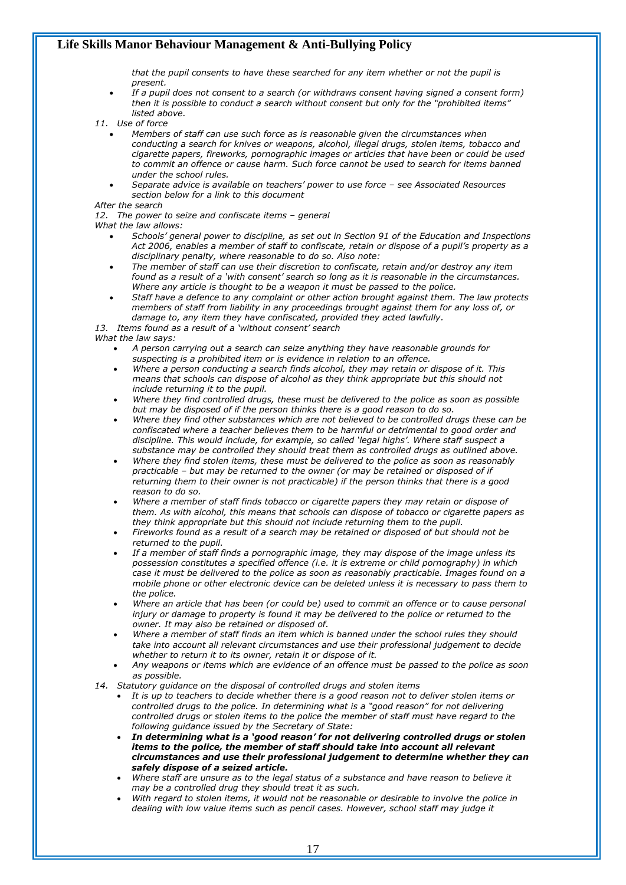*that the pupil consents to have these searched for any item whether or not the pupil is present.*

- *If a pupil does not consent to a search (or withdraws consent having signed a consent form) then it is possible to conduct a search without consent but only for the "prohibited items" listed above.*

*11. Use of force*

- *Members of staff can use such force as is reasonable given the circumstances when conducting a search for knives or weapons, alcohol, illegal drugs, stolen items, tobacco and cigarette papers, fireworks, pornographic images or articles that have been or could be used to commit an offence or cause harm. Such force cannot be used to search for items banned under the school rules.*
- *Separate advice is available on teachers' power to use force – see Associated Resources section below for a link to this document*

*After the search*

*12. The power to seize and confiscate items – general*

*What the law allows:*

- *Schools' general power to discipline, as set out in Section 91 of the Education and Inspections Act 2006, enables a member of staff to confiscate, retain or dispose of a pupil's property as a disciplinary penalty, where reasonable to do so. Also note:*
- *The member of staff can use their discretion to confiscate, retain and/or destroy any item found as a result of a 'with consent' search so long as it is reasonable in the circumstances. Where any article is thought to be a weapon it must be passed to the police.*
- *Staff have a defence to any complaint or other action brought against them. The law protects members of staff from liability in any proceedings brought against them for any loss of, or damage to, any item they have confiscated, provided they acted lawfully.*

*13. Items found as a result of a 'without consent' search*

*What the law says:*

- *A person carrying out a search can seize anything they have reasonable grounds for suspecting is a prohibited item or is evidence in relation to an offence.*
- *Where a person conducting a search finds alcohol, they may retain or dispose of it. This means that schools can dispose of alcohol as they think appropriate but this should not include returning it to the pupil.*
- *Where they find controlled drugs, these must be delivered to the police as soon as possible but may be disposed of if the person thinks there is a good reason to do so.*
- *Where they find other substances which are not believed to be controlled drugs these can be confiscated where a teacher believes them to be harmful or detrimental to good order and discipline. This would include, for example, so called 'legal highs'. Where staff suspect a substance may be controlled they should treat them as controlled drugs as outlined above.*
- *Where they find stolen items, these must be delivered to the police as soon as reasonably practicable – but may be returned to the owner (or may be retained or disposed of if returning them to their owner is not practicable) if the person thinks that there is a good reason to do so.*
- *Where a member of staff finds tobacco or cigarette papers they may retain or dispose of them. As with alcohol, this means that schools can dispose of tobacco or cigarette papers as they think appropriate but this should not include returning them to the pupil.*
- *Fireworks found as a result of a search may be retained or disposed of but should not be returned to the pupil.*
- *If a member of staff finds a pornographic image, they may dispose of the image unless its possession constitutes a specified offence (i.e. it is extreme or child pornography) in which case it must be delivered to the police as soon as reasonably practicable. Images found on a mobile phone or other electronic device can be deleted unless it is necessary to pass them to the police.*
- *Where an article that has been (or could be) used to commit an offence or to cause personal injury or damage to property is found it may be delivered to the police or returned to the owner. It may also be retained or disposed of.*
- *Where a member of staff finds an item which is banned under the school rules they should take into account all relevant circumstances and use their professional judgement to decide whether to return it to its owner, retain it or dispose of it.*
- *Any weapons or items which are evidence of an offence must be passed to the police as soon as possible.*

*14. Statutory guidance on the disposal of controlled drugs and stolen items*

- *It is up to teachers to decide whether there is a good reason not to deliver stolen items or controlled drugs to the police. In determining what is a "good reason" for not delivering controlled drugs or stolen items to the police the member of staff must have regard to the following guidance issued by the Secretary of State:*
- ***In determining what is a 'good reason' for not delivering controlled drugs or stolen items to the police, the member of staff should take into account all relevant circumstances and use their professional judgement to determine whether they can safely dispose of a seized article.***
- *Where staff are unsure as to the legal status of a substance and have reason to believe it may be a controlled drug they should treat it as such.*
- *With regard to stolen items, it would not be reasonable or desirable to involve the police in dealing with low value items such as pencil cases. However, school staff may judge it*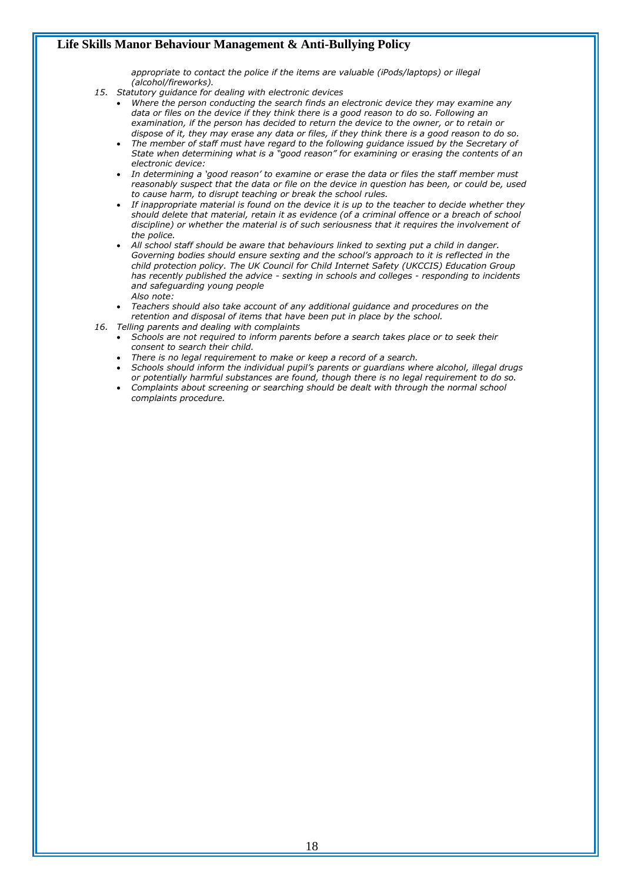*appropriate to contact the police if the items are valuable (iPods/laptops) or illegal (alcohol/fireworks).*

15. *Statutory guidance for dealing with electronic devices*
    - *Where the person conducting the search finds an electronic device they may examine any data or files on the device if they think there is a good reason to do so. Following an examination, if the person has decided to return the device to the owner, or to retain or dispose of it, they may erase any data or files, if they think there is a good reason to do so.*
    - *The member of staff must have regard to the following guidance issued by the Secretary of State when determining what is a "good reason" for examining or erasing the contents of an electronic device:*
    - *In determining a 'good reason' to examine or erase the data or files the staff member must reasonably suspect that the data or file on the device in question has been, or could be, used to cause harm, to disrupt teaching or break the school rules.*
    - *If inappropriate material is found on the device it is up to the teacher to decide whether they should delete that material, retain it as evidence (of a criminal offence or a breach of school discipline) or whether the material is of such seriousness that it requires the involvement of the police.*
    - *All school staff should be aware that behaviours linked to sexting put a child in danger. Governing bodies should ensure sexting and the school's approach to it is reflected in the child protection policy. The UK Council for Child Internet Safety (UKCCIS) Education Group has recently published the advice - sexting in schools and colleges - responding to incidents and safeguarding young people*
      *Also note:*
    - *Teachers should also take account of any additional guidance and procedures on the retention and disposal of items that have been put in place by the school.*
16. *Telling parents and dealing with complaints*
    - *Schools are not required to inform parents before a search takes place or to seek their consent to search their child.*
    - *There is no legal requirement to make or keep a record of a search.*
    - *Schools should inform the individual pupil's parents or guardians where alcohol, illegal drugs or potentially harmful substances are found, though there is no legal requirement to do so.*
    - *Complaints about screening or searching should be dealt with through the normal school complaints procedure.*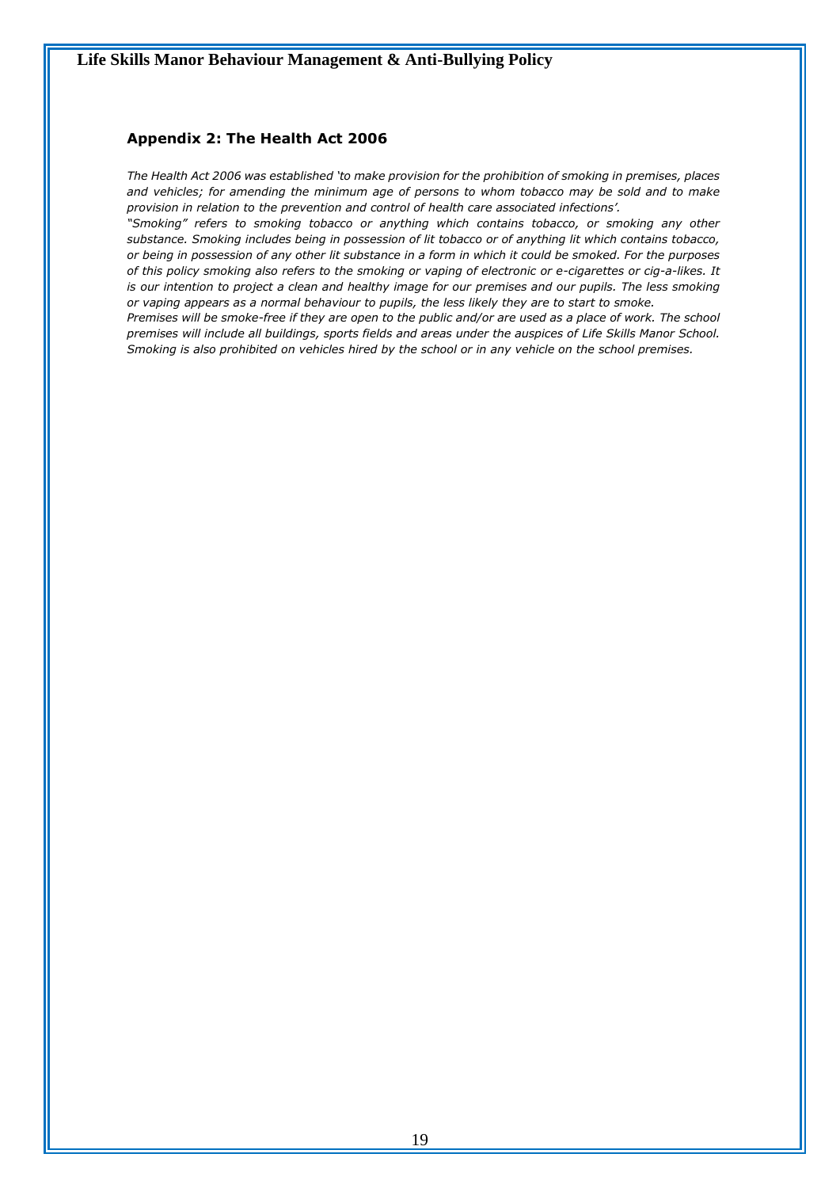## Appendix 2: The Health Act 2006

*The Health Act 2006 was established 'to make provision for the prohibition of smoking in premises, places and vehicles; for amending the minimum age of persons to whom tobacco may be sold and to make provision in relation to the prevention and control of health care associated infections'.*

*"Smoking" refers to smoking tobacco or anything which contains tobacco, or smoking any other substance. Smoking includes being in possession of lit tobacco or of anything lit which contains tobacco, or being in possession of any other lit substance in a form in which it could be smoked. For the purposes of this policy smoking also refers to the smoking or vaping of electronic or e-cigarettes or cig-a-likes. It is our intention to project a clean and healthy image for our premises and our pupils. The less smoking or vaping appears as a normal behaviour to pupils, the less likely they are to start to smoke.*

*Premises will be smoke-free if they are open to the public and/or are used as a place of work. The school premises will include all buildings, sports fields and areas under the auspices of Life Skills Manor School. Smoking is also prohibited on vehicles hired by the school or in any vehicle on the school premises.*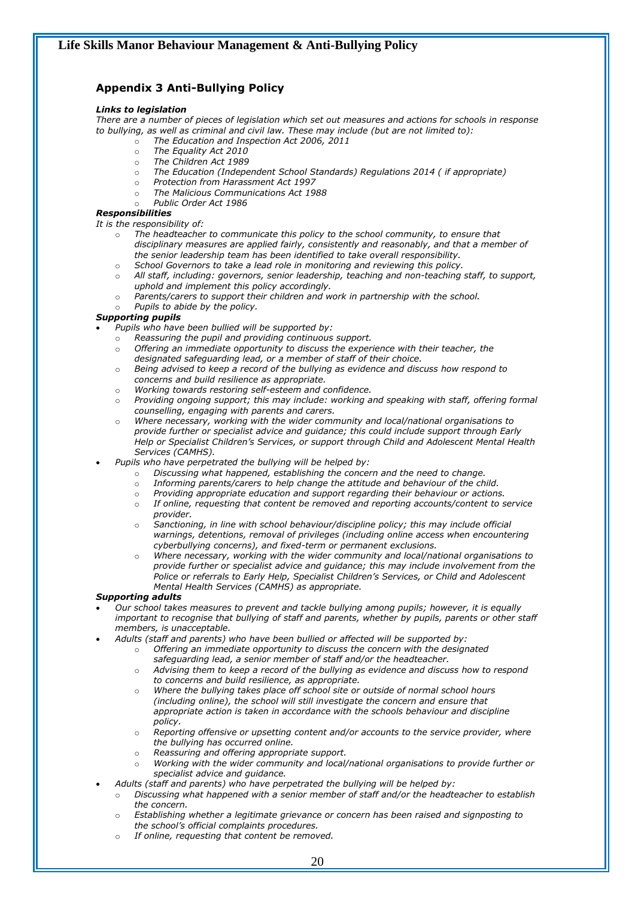## Appendix 3 Anti-Bullying Policy

***Links to legislation***

*There are a number of pieces of legislation which set out measures and actions for schools in response to bullying, as well as criminal and civil law. These may include (but are not limited to):*

- *The Education and Inspection Act 2006, 2011*
- *The Equality Act 2010*
- *The Children Act 1989*
- *The Education (Independent School Standards) Regulations 2014 ( if appropriate)*
- *Protection from Harassment Act 1997*
- *The Malicious Communications Act 1988*
- *Public Order Act 1986*

***Responsibilities***

*It is the responsibility of:*

- *The headteacher to communicate this policy to the school community, to ensure that disciplinary measures are applied fairly, consistently and reasonably, and that a member of the senior leadership team has been identified to take overall responsibility.*
- *School Governors to take a lead role in monitoring and reviewing this policy.*
- *All staff, including: governors, senior leadership, teaching and non-teaching staff, to support, uphold and implement this policy accordingly.*
- *Parents/carers to support their children and work in partnership with the school.*
- *Pupils to abide by the policy.*

***Supporting pupils***

- *Pupils who have been bullied will be supported by:*
  - *Reassuring the pupil and providing continuous support.*
  - *Offering an immediate opportunity to discuss the experience with their teacher, the designated safeguarding lead, or a member of staff of their choice.*
  - *Being advised to keep a record of the bullying as evidence and discuss how respond to concerns and build resilience as appropriate.*
  - *Working towards restoring self-esteem and confidence.*
  - *Providing ongoing support; this may include: working and speaking with staff, offering formal counselling, engaging with parents and carers.*
  - *Where necessary, working with the wider community and local/national organisations to provide further or specialist advice and guidance; this could include support through Early Help or Specialist Children's Services, or support through Child and Adolescent Mental Health Services (CAMHS).*
- *Pupils who have perpetrated the bullying will be helped by:*
  - *Discussing what happened, establishing the concern and the need to change.*
  - *Informing parents/carers to help change the attitude and behaviour of the child.*
  - *Providing appropriate education and support regarding their behaviour or actions.*
  - *If online, requesting that content be removed and reporting accounts/content to service provider.*
  - *Sanctioning, in line with school behaviour/discipline policy; this may include official warnings, detentions, removal of privileges (including online access when encountering cyberbullying concerns), and fixed-term or permanent exclusions.*
  - *Where necessary, working with the wider community and local/national organisations to provide further or specialist advice and guidance; this may include involvement from the Police or referrals to Early Help, Specialist Children's Services, or Child and Adolescent Mental Health Services (CAMHS) as appropriate.*

***Supporting adults***

- *Our school takes measures to prevent and tackle bullying among pupils; however, it is equally important to recognise that bullying of staff and parents, whether by pupils, parents or other staff members, is unacceptable.*
- *Adults (staff and parents) who have been bullied or affected will be supported by:*
  - *Offering an immediate opportunity to discuss the concern with the designated safeguarding lead, a senior member of staff and/or the headteacher.*
  - *Advising them to keep a record of the bullying as evidence and discuss how to respond to concerns and build resilience, as appropriate.*
  - *Where the bullying takes place off school site or outside of normal school hours (including online), the school will still investigate the concern and ensure that appropriate action is taken in accordance with the schools behaviour and discipline policy.*
  - *Reporting offensive or upsetting content and/or accounts to the service provider, where the bullying has occurred online.*
  - *Reassuring and offering appropriate support.*
  - *Working with the wider community and local/national organisations to provide further or specialist advice and guidance.*
- *Adults (staff and parents) who have perpetrated the bullying will be helped by:*
  - *Discussing what happened with a senior member of staff and/or the headteacher to establish the concern.*
  - *Establishing whether a legitimate grievance or concern has been raised and signposting to the school's official complaints procedures.*
  - *If online, requesting that content be removed.*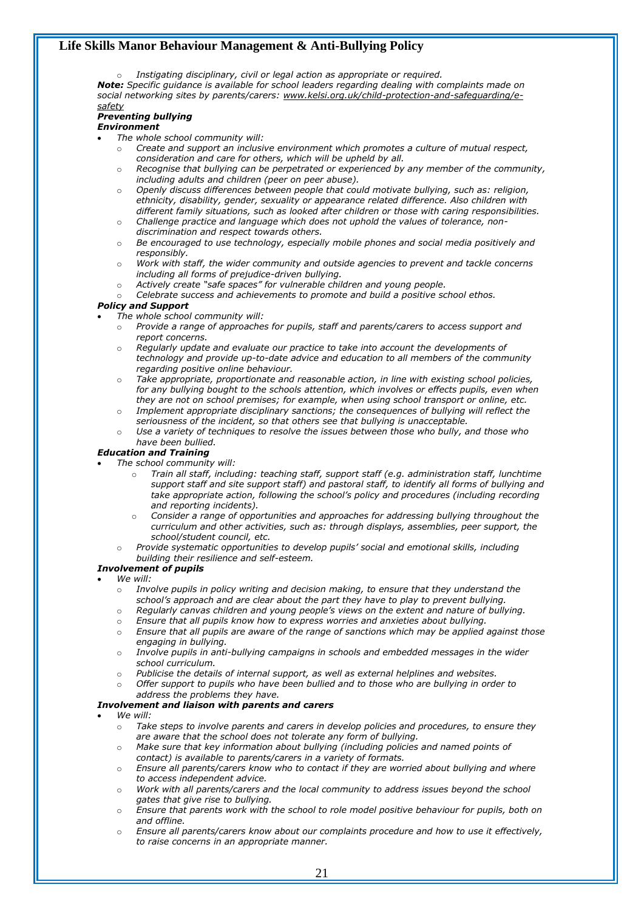- *Instigating disciplinary, civil or legal action as appropriate or required.*

***Note:*** *Specific guidance is available for school leaders regarding dealing with complaints made on social networking sites by parents/carers: www.kelsi.org.uk/child-protection-and-safeguarding/e-safety*

***Preventing bullying***

***Environment***

- *The whole school community will:*
  - *Create and support an inclusive environment which promotes a culture of mutual respect, consideration and care for others, which will be upheld by all.*
  - *Recognise that bullying can be perpetrated or experienced by any member of the community, including adults and children (peer on peer abuse).*
  - *Openly discuss differences between people that could motivate bullying, such as: religion, ethnicity, disability, gender, sexuality or appearance related difference. Also children with different family situations, such as looked after children or those with caring responsibilities.*
  - *Challenge practice and language which does not uphold the values of tolerance, non-discrimination and respect towards others.*
  - *Be encouraged to use technology, especially mobile phones and social media positively and responsibly.*
  - *Work with staff, the wider community and outside agencies to prevent and tackle concerns including all forms of prejudice-driven bullying.*
  - *Actively create "safe spaces" for vulnerable children and young people.*
  - *Celebrate success and achievements to promote and build a positive school ethos.*

***Policy and Support***

- *The whole school community will:*
  - *Provide a range of approaches for pupils, staff and parents/carers to access support and report concerns.*
  - *Regularly update and evaluate our practice to take into account the developments of technology and provide up-to-date advice and education to all members of the community regarding positive online behaviour.*
  - *Take appropriate, proportionate and reasonable action, in line with existing school policies, for any bullying bought to the schools attention, which involves or effects pupils, even when they are not on school premises; for example, when using school transport or online, etc.*
  - *Implement appropriate disciplinary sanctions; the consequences of bullying will reflect the seriousness of the incident, so that others see that bullying is unacceptable.*
  - *Use a variety of techniques to resolve the issues between those who bully, and those who have been bullied.*

***Education and Training***

- *The school community will:*
  - *Train all staff, including: teaching staff, support staff (e.g. administration staff, lunchtime support staff and site support staff) and pastoral staff, to identify all forms of bullying and take appropriate action, following the school's policy and procedures (including recording and reporting incidents).*
  - *Consider a range of opportunities and approaches for addressing bullying throughout the curriculum and other activities, such as: through displays, assemblies, peer support, the school/student council, etc.*
  - *Provide systematic opportunities to develop pupils' social and emotional skills, including building their resilience and self-esteem.*

***Involvement of pupils***

- *We will:*
  - *Involve pupils in policy writing and decision making, to ensure that they understand the school's approach and are clear about the part they have to play to prevent bullying.*
  - *Regularly canvas children and young people's views on the extent and nature of bullying.*
  - *Ensure that all pupils know how to express worries and anxieties about bullying.*
  - *Ensure that all pupils are aware of the range of sanctions which may be applied against those engaging in bullying.*
  - *Involve pupils in anti-bullying campaigns in schools and embedded messages in the wider school curriculum.*
  - *Publicise the details of internal support, as well as external helplines and websites.*
  - *Offer support to pupils who have been bullied and to those who are bullying in order to address the problems they have.*

***Involvement and liaison with parents and carers***

- *We will:*
  - *Take steps to involve parents and carers in develop policies and procedures, to ensure they are aware that the school does not tolerate any form of bullying.*
  - *Make sure that key information about bullying (including policies and named points of contact) is available to parents/carers in a variety of formats.*
  - *Ensure all parents/carers know who to contact if they are worried about bullying and where to access independent advice.*
  - *Work with all parents/carers and the local community to address issues beyond the school gates that give rise to bullying.*
  - *Ensure that parents work with the school to role model positive behaviour for pupils, both on and offline.*
  - *Ensure all parents/carers know about our complaints procedure and how to use it effectively, to raise concerns in an appropriate manner.*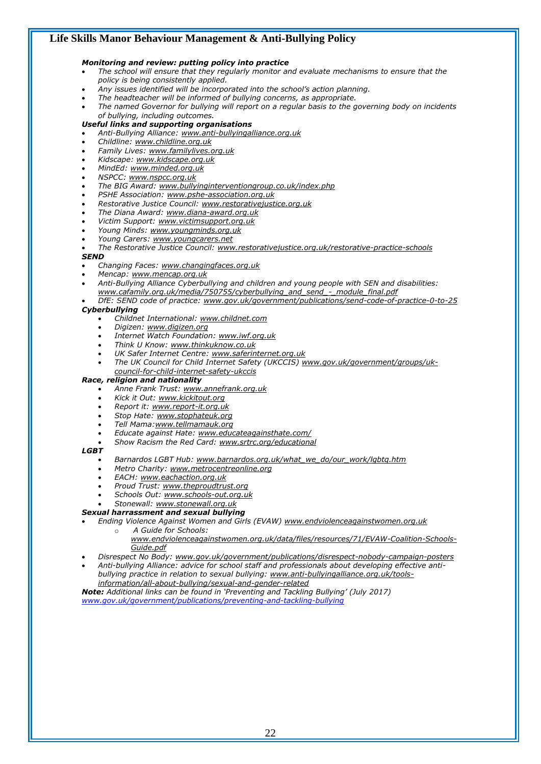***Monitoring and review: putting policy into practice***

- *The school will ensure that they regularly monitor and evaluate mechanisms to ensure that the policy is being consistently applied.*
- *Any issues identified will be incorporated into the school's action planning.*
- *The headteacher will be informed of bullying concerns, as appropriate.*
- *The named Governor for bullying will report on a regular basis to the governing body on incidents of bullying, including outcomes.*

***Useful links and supporting organisations***

- *Anti-Bullying Alliance: www.anti-bullyingalliance.org.uk*
- *Childline: www.childline.org.uk*
- *Family Lives: www.familylives.org.uk*
- *Kidscape: www.kidscape.org.uk*
- *MindEd: www.minded.org.uk*
- *NSPCC: www.nspcc.org.uk*
- *The BIG Award: www.bullyinginterventiongroup.co.uk/index.php*
- *PSHE Association: www.pshe-association.org.uk*
- *Restorative Justice Council: www.restorativejustice.org.uk*
- *The Diana Award: www.diana-award.org.uk*
- *Victim Support: www.victimsupport.org.uk*
- *Young Minds: www.youngminds.org.uk*
- *Young Carers: www.youngcarers.net*
- *The Restorative Justice Council: www.restorativejustice.org.uk/restorative-practice-schools*

***SEND***

- *Changing Faces: www.changingfaces.org.uk*
- *Mencap: www.mencap.org.uk*
- *Anti-Bullying Alliance Cyberbullying and children and young people with SEN and disabilities: www.cafamily.org.uk/media/750755/cyberbullying_and_send_-_module_final.pdf*
- *DfE: SEND code of practice: www.gov.uk/government/publications/send-code-of-practice-0-to-25*

***Cyberbullying***

- *Childnet International: www.childnet.com*
- *Digizen: www.digizen.org*
- *Internet Watch Foundation: www.iwf.org.uk*
- *Think U Know: www.thinkuknow.co.uk*
- *UK Safer Internet Centre: www.saferinternet.org.uk*
- *The UK Council for Child Internet Safety (UKCCIS) www.gov.uk/government/groups/uk-council-for-child-internet-safety-ukccis*

***Race, religion and nationality***

- *Anne Frank Trust: www.annefrank.org.uk*
- *Kick it Out: www.kickitout.org*
- *Report it: www.report-it.org.uk*
- *Stop Hate: www.stophateuk.org*
- *Tell Mama:www.tellmamauk.org*
- *Educate against Hate: www.educateagainsthate.com/*
- *Show Racism the Red Card: www.srtrc.org/educational*

***LGBT***

- *Barnardos LGBT Hub: www.barnardos.org.uk/what_we_do/our_work/lgbtq.htm*
- *Metro Charity: www.metrocentreonline.org*
- *EACH: www.eachaction.org.uk*
- *Proud Trust: www.theproudtrust.org*
- *Schools Out: www.schools-out.org.uk*
- *Stonewall: www.stonewall.org.uk*

***Sexual harrassment and sexual bullying***

- *Ending Violence Against Women and Girls (EVAW) www.endviolenceagainstwomen.org.uk*
  - *A Guide for Schools: www.endviolenceagainstwomen.org.uk/data/files/resources/71/EVAW-Coalition-Schools-Guide.pdf*
- *Disrespect No Body: www.gov.uk/government/publications/disrespect-nobody-campaign-posters*
- *Anti-bullying Alliance: advice for school staff and professionals about developing effective anti-bullying practice in relation to sexual bullying: www.anti-bullyingalliance.org.uk/tools-information/all-about-bullying/sexual-and-gender-related*

***Note:*** *Additional links can be found in 'Preventing and Tackling Bullying' (July 2017) www.gov.uk/government/publications/preventing-and-tackling-bullying*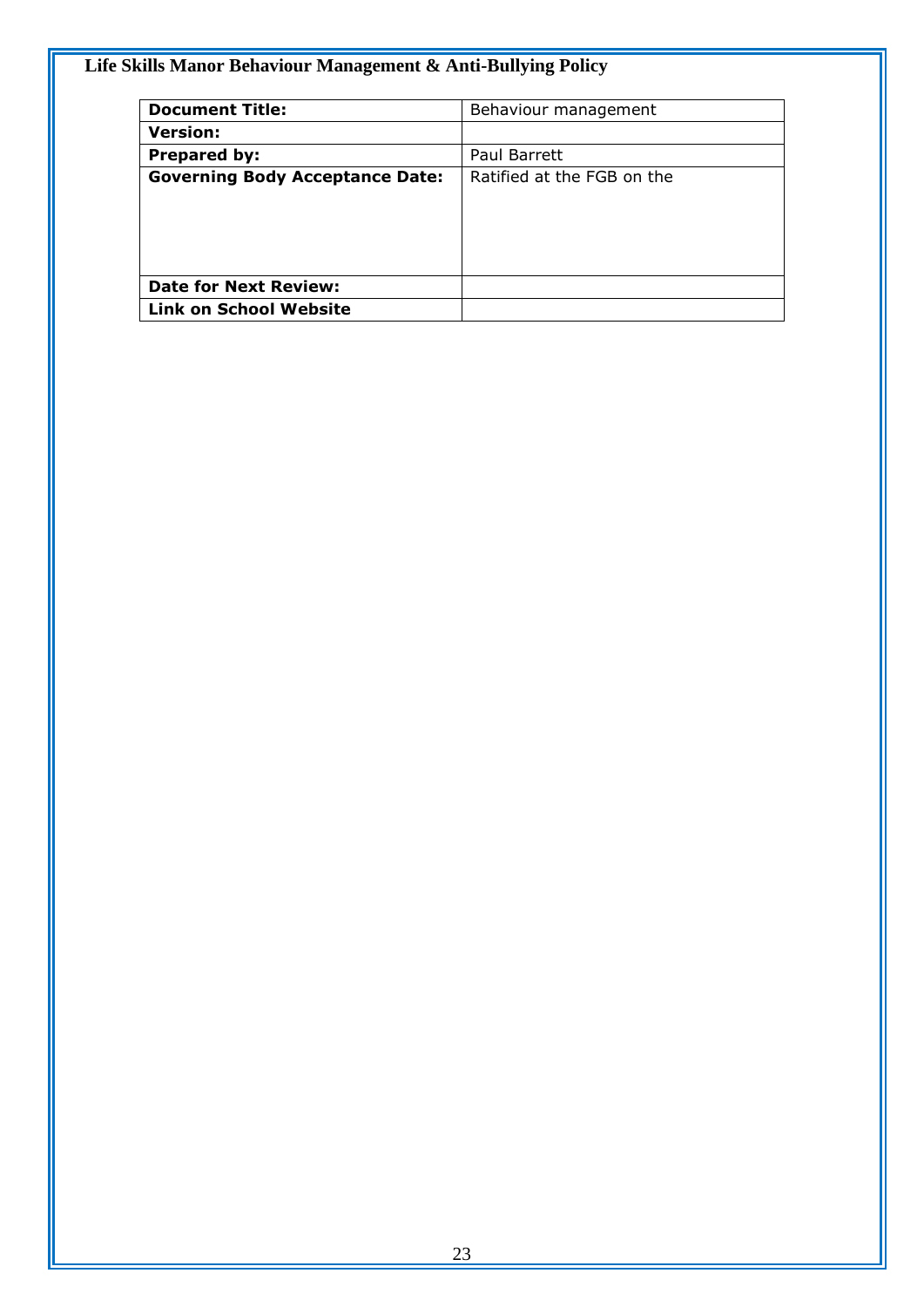Life Skills Manor Behaviour Management & Anti-Bullying Policy

| | |
|---|---|
| **Document Title:** | Behaviour management |
| **Version:** | |
| **Prepared by:** | Paul Barrett |
| **Governing Body Acceptance Date:** | Ratified at the FGB on the |
| **Date for Next Review:** | |
| **Link on School Website** | |